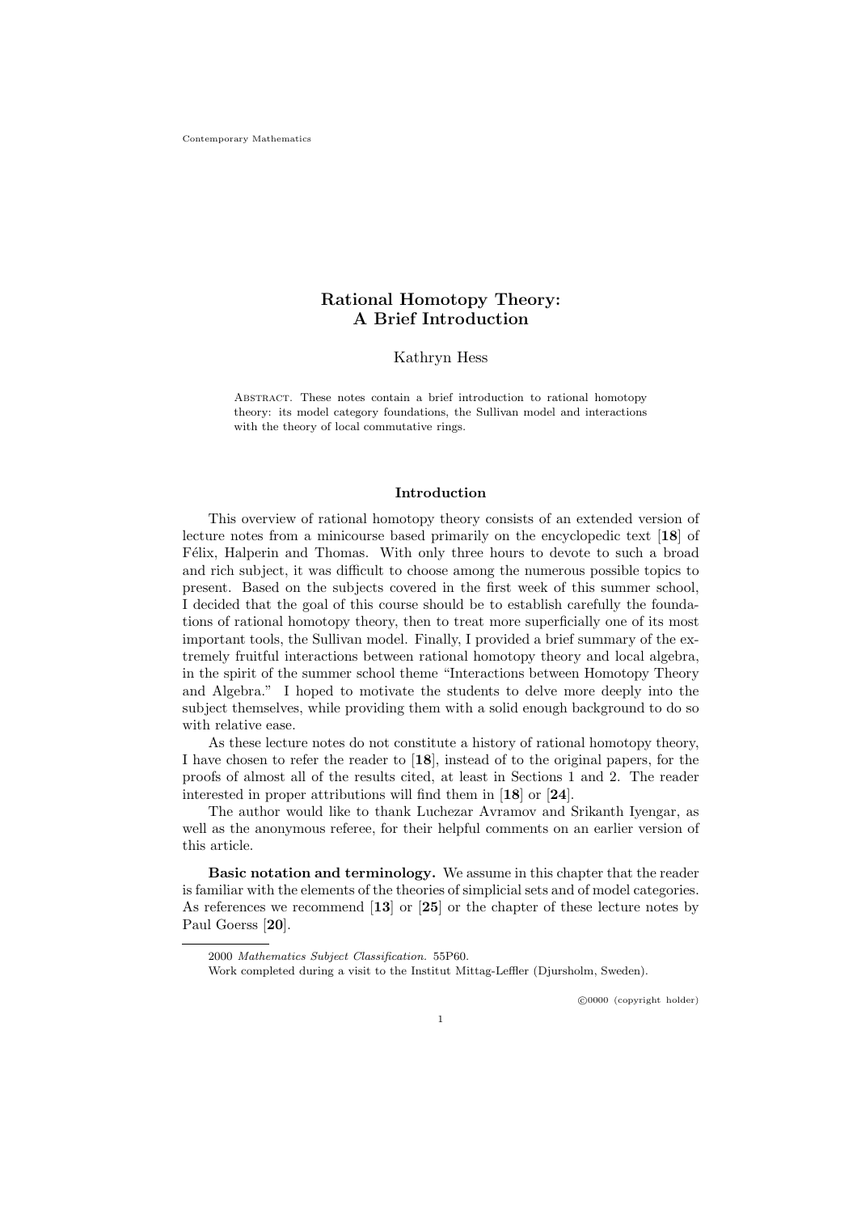# Rational Homotopy Theory: A Brief Introduction

Kathryn Hess

Abstract. These notes contain a brief introduction to rational homotopy theory: its model category foundations, the Sullivan model and interactions with the theory of local commutative rings.

## Introduction

This overview of rational homotopy theory consists of an extended version of lecture notes from a minicourse based primarily on the encyclopedic text [**18**] of Félix, Halperin and Thomas. With only three hours to devote to such a broad and rich subject, it was difficult to choose among the numerous possible topics to present. Based on the subjects covered in the first week of this summer school, I decided that the goal of this course should be to establish carefully the foundations of rational homotopy theory, then to treat more superficially one of its most important tools, the Sullivan model. Finally, I provided a brief summary of the extremely fruitful interactions between rational homotopy theory and local algebra, in the spirit of the summer school theme "Interactions between Homotopy Theory and Algebra." I hoped to motivate the students to delve more deeply into the subject themselves, while providing them with a solid enough background to do so with relative ease.

As these lecture notes do not constitute a history of rational homotopy theory, I have chosen to refer the reader to [**18**], instead of to the original papers, for the proofs of almost all of the results cited, at least in Sections 1 and 2. The reader interested in proper attributions will find them in [**18**] or [**24**].

The author would like to thank Luchezar Avramov and Srikanth Iyengar, as well as the anonymous referee, for their helpful comments on an earlier version of this article.

**Basic notation and terminology.** We assume in this chapter that the reader is familiar with the elements of the theories of simplicial sets and of model categories. As references we recommend [**13**] or [**25**] or the chapter of these lecture notes by Paul Goerss [**20**].

---

2000 *Mathematics Subject Classification.* 55P60.

Work completed during a visit to the Institut Mittag-Leffler (Djursholm, Sweden).

©0000 (copyright holder)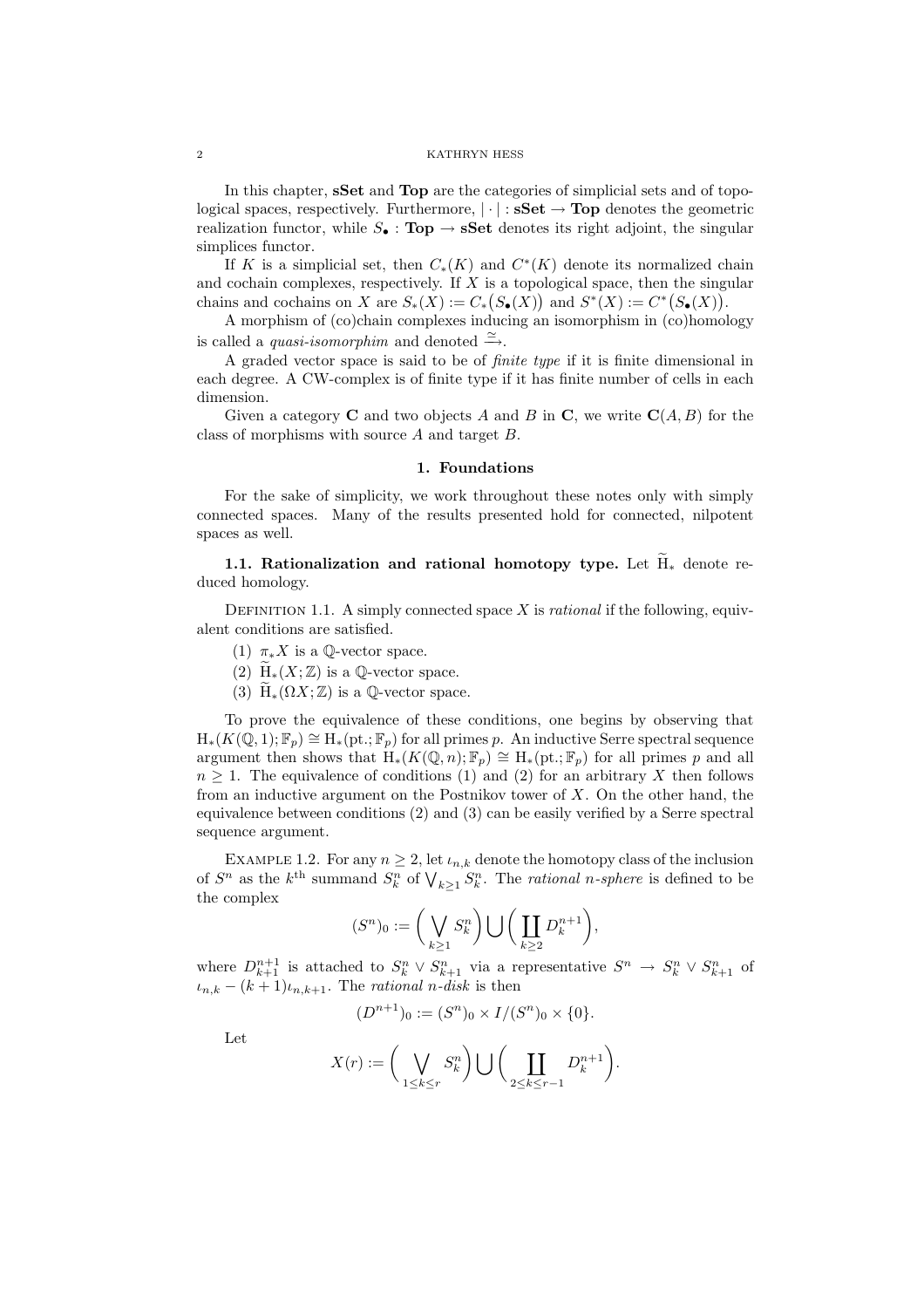In this chapter, **sSet** and **Top** are the categories of simplicial sets and of topological spaces, respectively. Furthermore, $|\cdot| : \mathbf{sSet} \to \mathbf{Top}$ denotes the geometric realization functor, while $S_\bullet : \mathbf{Top} \to \mathbf{sSet}$ denotes its right adjoint, the singular simplices functor.

If $K$ is a simplicial set, then $C_*(K)$ and $C^*(K)$ denote its normalized chain and cochain complexes, respectively. If $X$ is a topological space, then the singular chains and cochains on $X$ are $S_*(X) := C_*\big(S_\bullet(X)\big)$ and $S^*(X) := C^*\big(S_\bullet(X)\big)$.

A morphism of (co)chain complexes inducing an isomorphism in (co)homology is called a *quasi-isomorphim* and denoted $\xrightarrow{\simeq}$.

A graded vector space is said to be of *finite type* if it is finite dimensional in each degree. A CW-complex is of finite type if it has finite number of cells in each dimension.

Given a category $\mathbf{C}$ and two objects $A$ and $B$ in $\mathbf{C}$, we write $\mathbf{C}(A, B)$ for the class of morphisms with source $A$ and target $B$.

## 1. Foundations

For the sake of simplicity, we work throughout these notes only with simply connected spaces. Many of the results presented hold for connected, nilpotent spaces as well.

**1.1. Rationalization and rational homotopy type.** Let $\widetilde{\mathrm{H}}_*$ denote reduced homology.

Definition 1.1. A simply connected space $X$ is *rational* if the following, equivalent conditions are satisfied.

1. $\pi_* X$ is a $\mathbb{Q}$-vector space.
2. $\widetilde{\mathrm{H}}_*(X; \mathbb{Z})$ is a $\mathbb{Q}$-vector space.
3. $\widetilde{\mathrm{H}}_*(\Omega X; \mathbb{Z})$ is a $\mathbb{Q}$-vector space.

To prove the equivalence of these conditions, one begins by observing that $\mathrm{H}_*(K(\mathbb{Q}, 1); \mathbb{F}_p) \cong \mathrm{H}_*(\mathrm{pt.}; \mathbb{F}_p)$ for all primes $p$. An inductive Serre spectral sequence argument then shows that $\mathrm{H}_*(K(\mathbb{Q}, n); \mathbb{F}_p) \cong \mathrm{H}_*(\mathrm{pt.}; \mathbb{F}_p)$ for all primes $p$ and all $n \geq 1$. The equivalence of conditions (1) and (2) for an arbitrary $X$ then follows from an inductive argument on the Postnikov tower of $X$. On the other hand, the equivalence between conditions (2) and (3) can be easily verified by a Serre spectral sequence argument.

Example 1.2. For any $n \geq 2$, let $\iota_{n,k}$ denote the homotopy class of the inclusion of $S^n$ as the $k^{\text{th}}$ summand $S^n_k$ of $\bigvee_{k\geq 1} S^n_k$. The *rational n-sphere* is defined to be the complex

$$(S^n)_0 := \Big(\bigvee_{k\geq 1} S^n_k\Big) \bigcup \Big(\coprod_{k\geq 2} D^{n+1}_k\Big),$$

where $D^{n+1}_{k+1}$ is attached to $S^n_k \vee S^n_{k+1}$ via a representative $S^n \to S^n_k \vee S^n_{k+1}$ of $\iota_{n,k} - (k+1)\iota_{n,k+1}$. The *rational n-disk* is then

$$(D^{n+1})_0 := (S^n)_0 \times I / (S^n)_0 \times \{0\}.$$

Let

$$X(r) := \Big(\bigvee_{1\leq k\leq r} S^n_k\Big) \bigcup \Big(\coprod_{2\leq k\leq r-1} D^{n+1}_k\Big).$$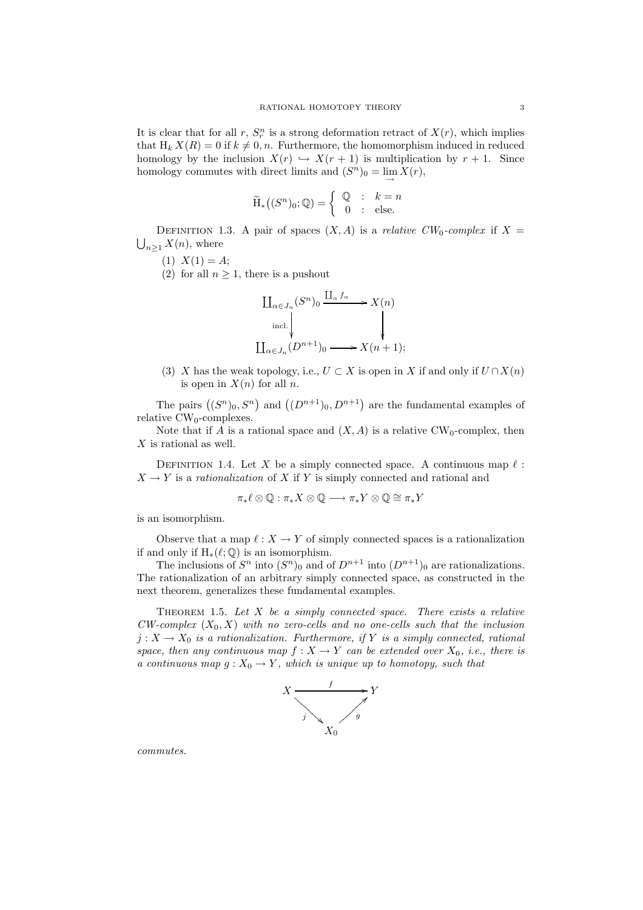It is clear that for all $r$, $S^n_r$ is a strong deformation retract of $X(r)$, which implies that $\mathrm{H}_k X(R) = 0$ if $k \neq 0, n$. Furthermore, the homomorphism induced in reduced homology by the inclusion $X(r) \hookrightarrow X(r+1)$ is multiplication by $r+1$. Since homology commutes with direct limits and $(S^n)_0 = \varinjlim X(r)$,

$$\widetilde{\mathrm{H}}_*\big((S^n)_0; \mathbb{Q}\big) = \begin{cases} \mathbb{Q} & : \quad k = n \\ 0 & : \quad \text{else.} \end{cases}$$

Definition 1.3. A pair of spaces $(X, A)$ is a *relative $CW_0$-complex* if $X = \bigcup_{n \geq 1} X(n)$, where

(1) $X(1) = A$;

(2) for all $n \geq 1$, there is a pushout

$$\begin{array}{ccc} \coprod_{\alpha \in J_n} (S^n)_0 & \xrightarrow{\coprod_\alpha f_\alpha} & X(n) \\ \Big\downarrow{\scriptstyle \text{incl.}} & & \Big\downarrow \\ \coprod_{\alpha \in J_n} (D^{n+1})_0 & \longrightarrow & X(n+1); \end{array}$$

(3) $X$ has the weak topology, i.e., $U \subset X$ is open in $X$ if and only if $U \cap X(n)$ is open in $X(n)$ for all $n$.

The pairs $\big((S^n)_0, S^n\big)$ and $\big((D^{n+1})_0, D^{n+1}\big)$ are the fundamental examples of relative $\mathrm{CW}_0$-complexes.

Note that if $A$ is a rational space and $(X, A)$ is a relative $\mathrm{CW}_0$-complex, then $X$ is rational as well.

Definition 1.4. Let $X$ be a simply connected space. A continuous map $\ell : X \to Y$ is a *rationalization* of $X$ if $Y$ is simply connected and rational and

$$\pi_* \ell \otimes \mathbb{Q} : \pi_* X \otimes \mathbb{Q} \longrightarrow \pi_* Y \otimes \mathbb{Q} \cong \pi_* Y$$

is an isomorphism.

Observe that a map $\ell : X \to Y$ of simply connected spaces is a rationalization if and only if $\mathrm{H}_*(\ell; \mathbb{Q})$ is an isomorphism.

The inclusions of $S^n$ into $(S^n)_0$ and of $D^{n+1}$ into $(D^{n+1})_0$ are rationalizations. The rationalization of an arbitrary simply connected space, as constructed in the next theorem, generalizes these fundamental examples.

Theorem 1.5. *Let $X$ be a simply connected space. There exists a relative CW-complex $(X_0, X)$ with no zero-cells and no one-cells such that the inclusion $j : X \to X_0$ is a rationalization. Furthermore, if $Y$ is a simply connected, rational space, then any continuous map $f : X \to Y$ can be extended over $X_0$, i.e., there is a continuous map $g : X_0 \to Y$, which is unique up to homotopy, such that*

$$\begin{array}{ccc} X & \xrightarrow{\quad f \quad} & Y \\ & {\scriptstyle j} \searrow \quad \nearrow {\scriptstyle g} & \\ & X_0 & \end{array}$$

*commutes.*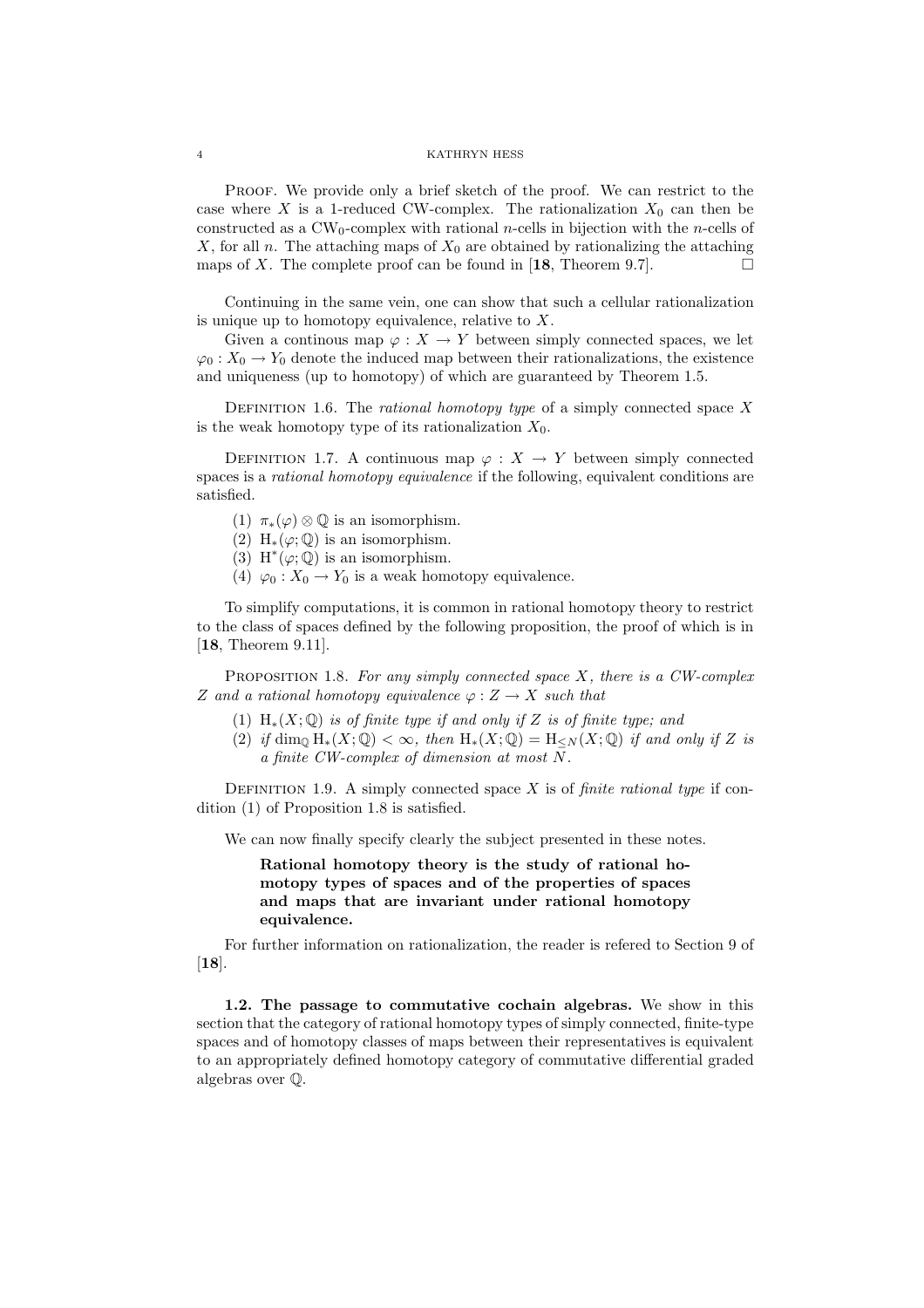*Proof.* We provide only a brief sketch of the proof. We can restrict to the case where $X$ is a 1-reduced CW-complex. The rationalization $X_0$ can then be constructed as a $\mathrm{CW}_0$-complex with rational $n$-cells in bijection with the $n$-cells of $X$, for all $n$. The attaching maps of $X_0$ are obtained by rationalizing the attaching maps of $X$. The complete proof can be found in [**18**, Theorem 9.7]. □

Continuing in the same vein, one can show that such a cellular rationalization is unique up to homotopy equivalence, relative to $X$.

Given a continous map $\varphi : X \to Y$ between simply connected spaces, we let $\varphi_0 : X_0 \to Y_0$ denote the induced map between their rationalizations, the existence and uniqueness (up to homotopy) of which are guaranteed by Theorem 1.5.

Definition 1.6. The *rational homotopy type* of a simply connected space $X$ is the weak homotopy type of its rationalization $X_0$.

Definition 1.7. A continuous map $\varphi : X \to Y$ between simply connected spaces is a *rational homotopy equivalence* if the following, equivalent conditions are satisfied.

(1) $\pi_*(\varphi) \otimes \mathbb{Q}$ is an isomorphism.
(2) $\mathrm{H}_*(\varphi; \mathbb{Q})$ is an isomorphism.
(3) $\mathrm{H}^*(\varphi; \mathbb{Q})$ is an isomorphism.
(4) $\varphi_0 : X_0 \to Y_0$ is a weak homotopy equivalence.

To simplify computations, it is common in rational homotopy theory to restrict to the class of spaces defined by the following proposition, the proof of which is in [**18**, Theorem 9.11].

Proposition 1.8. *For any simply connected space $X$, there is a CW-complex $Z$ and a rational homotopy equivalence $\varphi : Z \to X$ such that*

(1) *$\mathrm{H}_*(X; \mathbb{Q})$ is of finite type if and only if $Z$ is of finite type; and*
(2) *if $\dim_{\mathbb{Q}} \mathrm{H}_*(X; \mathbb{Q}) < \infty$, then $\mathrm{H}_*(X; \mathbb{Q}) = \mathrm{H}_{\leq N}(X; \mathbb{Q})$ if and only if $Z$ is a finite CW-complex of dimension at most $N$.*

Definition 1.9. A simply connected space $X$ is of *finite rational type* if condition (1) of Proposition 1.8 is satisfied.

We can now finally specify clearly the subject presented in these notes.

> **Rational homotopy theory is the study of rational homotopy types of spaces and of the properties of spaces and maps that are invariant under rational homotopy equivalence.**

For further information on rationalization, the reader is refered to Section 9 of [**18**].

**1.2. The passage to commutative cochain algebras.** We show in this section that the category of rational homotopy types of simply connected, finite-type spaces and of homotopy classes of maps between their representatives is equivalent to an appropriately defined homotopy category of commutative differential graded algebras over $\mathbb{Q}$.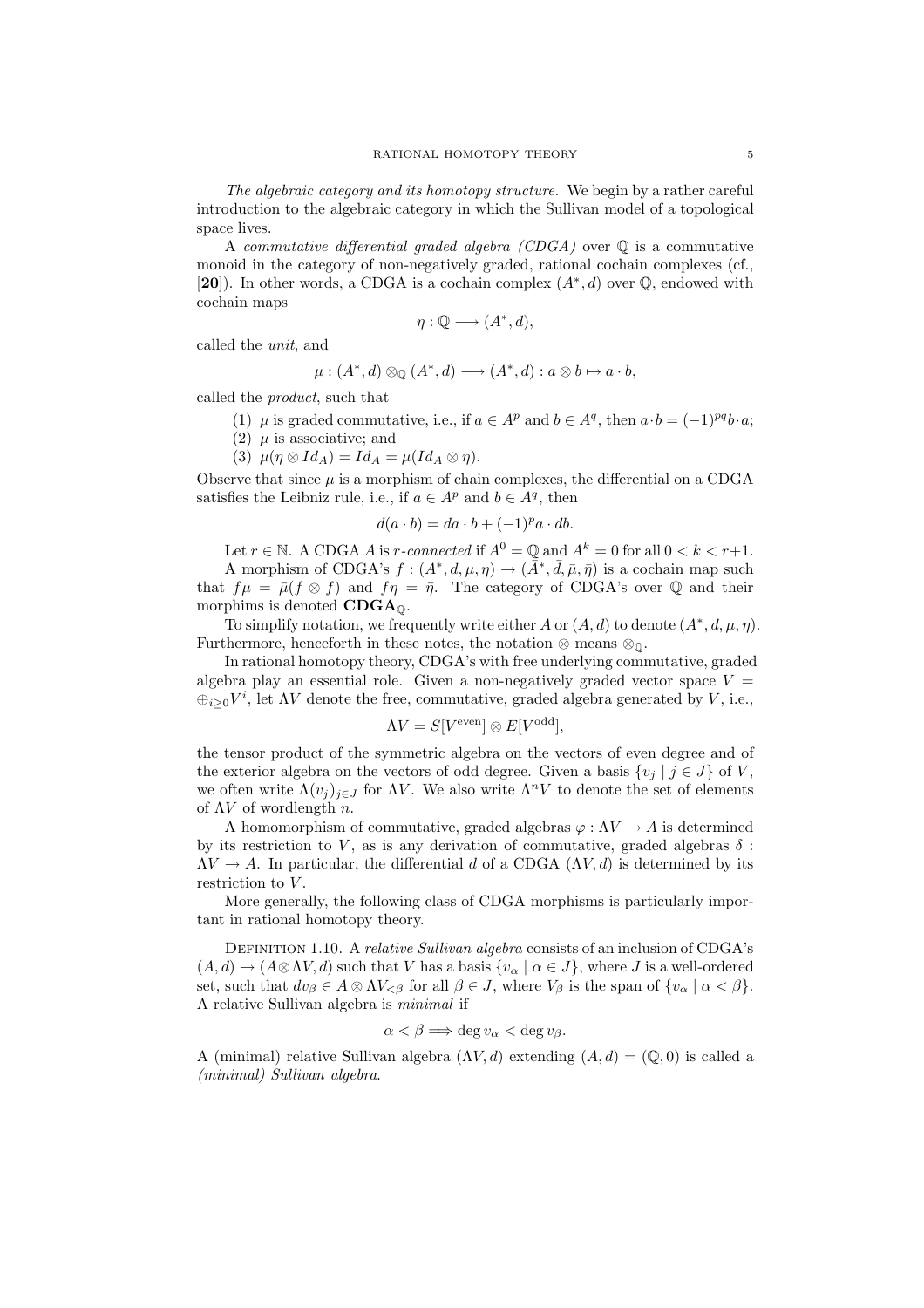*The algebraic category and its homotopy structure.* We begin by a rather careful introduction to the algebraic category in which the Sullivan model of a topological space lives.

A *commutative differential graded algebra (CDGA)* over $\mathbb{Q}$ is a commutative monoid in the category of non-negatively graded, rational cochain complexes (cf., [**20**]). In other words, a CDGA is a cochain complex $(A^*, d)$ over $\mathbb{Q}$, endowed with cochain maps

$$\eta : \mathbb{Q} \longrightarrow (A^*, d),$$

called the *unit*, and

$$\mu : (A^*, d) \otimes_{\mathbb{Q}} (A^*, d) \longrightarrow (A^*, d) : a \otimes b \mapsto a \cdot b,$$

called the *product*, such that

(1) $\mu$ is graded commutative, i.e., if $a \in A^p$ and $b \in A^q$, then $a \cdot b = (-1)^{pq} b \cdot a$;
(2) $\mu$ is associative; and
(3) $\mu(\eta \otimes Id_A) = Id_A = \mu(Id_A \otimes \eta)$.

Observe that since $\mu$ is a morphism of chain complexes, the differential on a CDGA satisfies the Leibniz rule, i.e., if $a \in A^p$ and $b \in A^q$, then

$$d(a \cdot b) = da \cdot b + (-1)^p a \cdot db.$$

Let $r \in \mathbb{N}$. A CDGA $A$ is *$r$-connected* if $A^0 = \mathbb{Q}$ and $A^k = 0$ for all $0 < k < r+1$.

A morphism of CDGA's $f : (A^*, d, \mu, \eta) \to (\bar{A}^*, \bar{d}, \bar{\mu}, \bar{\eta})$ is a cochain map such that $f\mu = \bar{\mu}(f \otimes f)$ and $f\eta = \bar{\eta}$. The category of CDGA's over $\mathbb{Q}$ and their morphims is denoted $\mathbf{CDGA}_{\mathbb{Q}}$.

To simplify notation, we frequently write either $A$ or $(A, d)$ to denote $(A^*, d, \mu, \eta)$. Furthermore, henceforth in these notes, the notation $\otimes$ means $\otimes_{\mathbb{Q}}$.

In rational homotopy theory, CDGA's with free underlying commutative, graded algebra play an essential role. Given a non-negatively graded vector space $V = \oplus_{i \geq 0} V^i$, let $\Lambda V$ denote the free, commutative, graded algebra generated by $V$, i.e.,

$$\Lambda V = S[V^{\text{even}}] \otimes E[V^{\text{odd}}],$$

the tensor product of the symmetric algebra on the vectors of even degree and of the exterior algebra on the vectors of odd degree. Given a basis $\{v_j \mid j \in J\}$ of $V$, we often write $\Lambda(v_j)_{j \in J}$ for $\Lambda V$. We also write $\Lambda^n V$ to denote the set of elements of $\Lambda V$ of wordlength $n$.

A homomorphism of commutative, graded algebras $\varphi : \Lambda V \to A$ is determined by its restriction to $V$, as is any derivation of commutative, graded algebras $\delta : \Lambda V \to A$. In particular, the differential $d$ of a CDGA $(\Lambda V, d)$ is determined by its restriction to $V$.

More generally, the following class of CDGA morphisms is particularly important in rational homotopy theory.

Definition 1.10. A *relative Sullivan algebra* consists of an inclusion of CDGA's $(A, d) \to (A \otimes \Lambda V, d)$ such that $V$ has a basis $\{v_\alpha \mid \alpha \in J\}$, where $J$ is a well-ordered set, such that $dv_\beta \in A \otimes \Lambda V_{<\beta}$ for all $\beta \in J$, where $V_\beta$ is the span of $\{v_\alpha \mid \alpha < \beta\}$. A relative Sullivan algebra is *minimal* if

$$\alpha < \beta \Longrightarrow \deg v_\alpha < \deg v_\beta.$$

A (minimal) relative Sullivan algebra $(\Lambda V, d)$ extending $(A, d) = (\mathbb{Q}, 0)$ is called a *(minimal) Sullivan algebra*.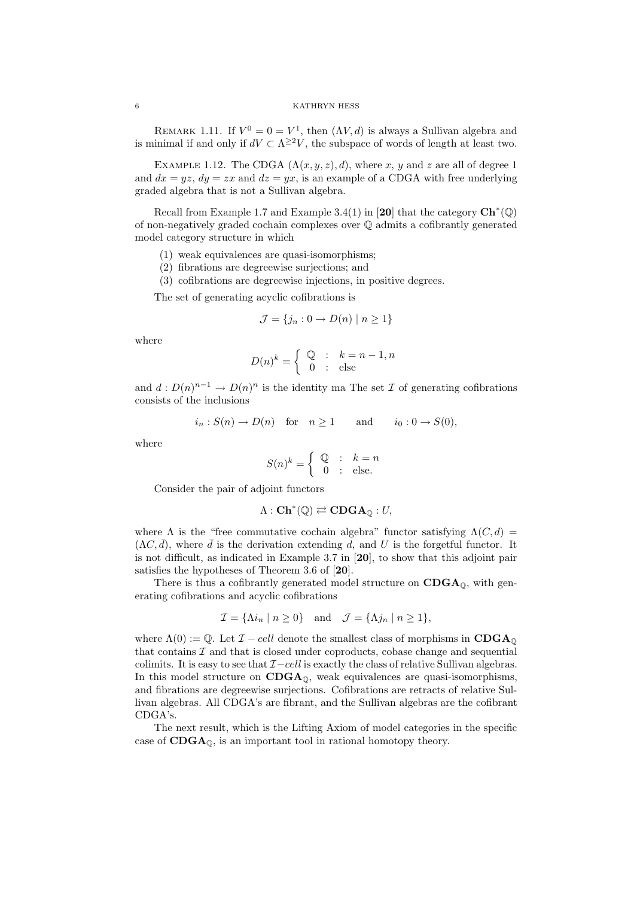REMARK 1.11. If $V^0 = 0 = V^1$, then $(\Lambda V, d)$ is always a Sullivan algebra and is minimal if and only if $dV \subset \Lambda^{\geq 2} V$, the subspace of words of length at least two.

EXAMPLE 1.12. The CDGA $(\Lambda(x, y, z), d)$, where $x$, $y$ and $z$ are all of degree 1 and $dx = yz$, $dy = zx$ and $dz = yx$, is an example of a CDGA with free underlying graded algebra that is not a Sullivan algebra.

Recall from Example 1.7 and Example 3.4(1) in [**20**] that the category $\mathbf{Ch}^*(\mathbb{Q})$ of non-negatively graded cochain complexes over $\mathbb{Q}$ admits a cofibrantly generated model category structure in which

(1) weak equivalences are quasi-isomorphisms;
(2) fibrations are degreewise surjections; and
(3) cofibrations are degreewise injections, in positive degrees.

The set of generating acyclic cofibrations is

$$\mathcal{J} = \{j_n : 0 \to D(n) \mid n \geq 1\}$$

where

$$D(n)^k = \begin{cases} \mathbb{Q} & : \quad k = n-1, n \\ 0 & : \quad \text{else} \end{cases}$$

and $d : D(n)^{n-1} \to D(n)^n$ is the identity ma The set $\mathcal{I}$ of generating cofibrations consists of the inclusions

$$i_n : S(n) \to D(n) \quad \text{for} \quad n \geq 1 \qquad \text{and} \qquad i_0 : 0 \to S(0),$$

where

$$S(n)^k = \begin{cases} \mathbb{Q} & : \quad k = n \\ 0 & : \quad \text{else.} \end{cases}$$

Consider the pair of adjoint functors

$$\Lambda : \mathbf{Ch}^*(\mathbb{Q}) \rightleftarrows \mathbf{CDGA}_{\mathbb{Q}} : U,$$

where $\Lambda$ is the "free commutative cochain algebra" functor satisfying $\Lambda(C, d) = (\Lambda C, \bar{d})$, where $\bar{d}$ is the derivation extending $d$, and $U$ is the forgetful functor. It is not difficult, as indicated in Example 3.7 in [**20**], to show that this adjoint pair satisfies the hypotheses of Theorem 3.6 of [**20**].

There is thus a cofibrantly generated model structure on $\mathbf{CDGA}_{\mathbb{Q}}$, with generating cofibrations and acyclic cofibrations

$$\mathcal{I} = \{\Lambda i_n \mid n \geq 0\} \quad \text{and} \quad \mathcal{J} = \{\Lambda j_n \mid n \geq 1\},$$

where $\Lambda(0) := \mathbb{Q}$. Let $\mathcal{I} - cell$ denote the smallest class of morphisms in $\mathbf{CDGA}_{\mathbb{Q}}$ that contains $\mathcal{I}$ and that is closed under coproducts, cobase change and sequential colimits. It is easy to see that $\mathcal{I}-cell$ is exactly the class of relative Sullivan algebras. In this model structure on $\mathbf{CDGA}_{\mathbb{Q}}$, weak equivalences are quasi-isomorphisms, and fibrations are degreewise surjections. Cofibrations are retracts of relative Sullivan algebras. All CDGA's are fibrant, and the Sullivan algebras are the cofibrant CDGA's.

The next result, which is the Lifting Axiom of model categories in the specific case of $\mathbf{CDGA}_{\mathbb{Q}}$, is an important tool in rational homotopy theory.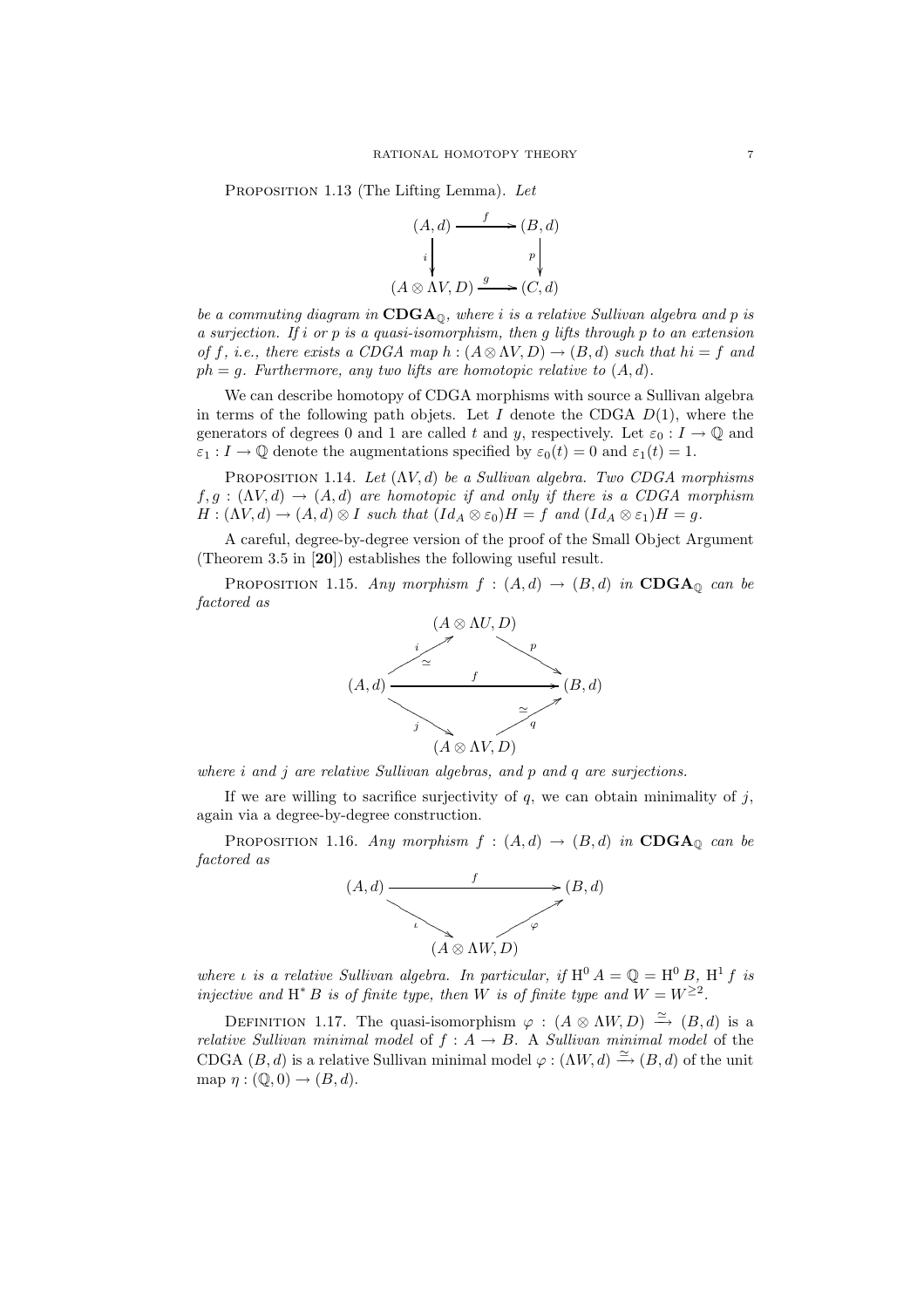Proposition 1.13 (The Lifting Lemma). *Let*

$$\begin{array}{ccc} (A,d) & \xrightarrow{f} & (B,d) \\ {\scriptstyle i}\downarrow & & \downarrow{\scriptstyle p} \\ (A\otimes \Lambda V, D) & \xrightarrow{g} & (C,d) \end{array}$$

*be a commuting diagram in* $\mathbf{CDGA}_{\mathbb{Q}}$*, where* $i$ *is a relative Sullivan algebra and* $p$ *is a surjection. If* $i$ *or* $p$ *is a quasi-isomorphism, then* $g$ *lifts through* $p$ *to an extension of* $f$*, i.e., there exists a CDGA map* $h : (A\otimes \Lambda V, D) \to (B,d)$ *such that* $hi = f$ *and* $ph = g$*. Furthermore, any two lifts are homotopic relative to* $(A,d)$*.*

We can describe homotopy of CDGA morphisms with source a Sullivan algebra in terms of the following path objets. Let $I$ denote the CDGA $D(1)$, where the generators of degrees 0 and 1 are called $t$ and $y$, respectively. Let $\varepsilon_0 : I \to \mathbb{Q}$ and $\varepsilon_1 : I \to \mathbb{Q}$ denote the augmentations specified by $\varepsilon_0(t) = 0$ and $\varepsilon_1(t) = 1$.

Proposition 1.14. *Let* $(\Lambda V, d)$ *be a Sullivan algebra. Two CDGA morphisms* $f, g : (\Lambda V, d) \to (A, d)$ *are homotopic if and only if there is a CDGA morphism* $H : (\Lambda V, d) \to (A, d) \otimes I$ *such that* $(Id_A \otimes \varepsilon_0)H = f$ *and* $(Id_A \otimes \varepsilon_1)H = g$*.*

A careful, degree-by-degree version of the proof of the Small Object Argument (Theorem 3.5 in [**20**]) establishes the following useful result.

Proposition 1.15. *Any morphism* $f : (A, d) \to (B, d)$ *in* $\mathbf{CDGA}_{\mathbb{Q}}$ *can be factored as*

$$\begin{array}{ccccc} & & (A\otimes \Lambda U, D) & & \\ & {\scriptstyle i}\nearrow_{\simeq} & & \searrow{\scriptstyle p} & \\ (A,d) & & \xrightarrow{\quad f \quad} & & (B,d) \\ & {\scriptstyle j}\searrow & & \nearrow^{\simeq}_{\scriptstyle q} & \\ & & (A\otimes \Lambda V, D) & & \end{array}$$

*where* $i$ *and* $j$ *are relative Sullivan algebras, and* $p$ *and* $q$ *are surjections.*

If we are willing to sacrifice surjectivity of $q$, we can obtain minimality of $j$, again via a degree-by-degree construction.

Proposition 1.16. *Any morphism* $f : (A, d) \to (B, d)$ *in* $\mathbf{CDGA}_{\mathbb{Q}}$ *can be factored as*

$$\begin{array}{ccccc} (A,d) & & \xrightarrow{\quad f \quad} & & (B,d) \\ & {\scriptstyle \iota}\searrow & & \nearrow{\scriptstyle \varphi} & \\ & & (A\otimes \Lambda W, D) & & \end{array}$$

*where* $\iota$ *is a relative Sullivan algebra. In particular, if* $\mathrm{H}^0 A = \mathbb{Q} = \mathrm{H}^0 B$*,* $\mathrm{H}^1 f$ *is injective and* $\mathrm{H}^* B$ *is of finite type, then* $W$ *is of finite type and* $W = W^{\geq 2}$*.*

Definition 1.17. The quasi-isomorphism $\varphi : (A \otimes \Lambda W, D) \xrightarrow{\simeq} (B, d)$ is a *relative Sullivan minimal model* of $f : A \to B$. A *Sullivan minimal model* of the CDGA $(B, d)$ is a relative Sullivan minimal model $\varphi : (\Lambda W, d) \xrightarrow{\simeq} (B, d)$ of the unit map $\eta : (\mathbb{Q}, 0) \to (B, d)$.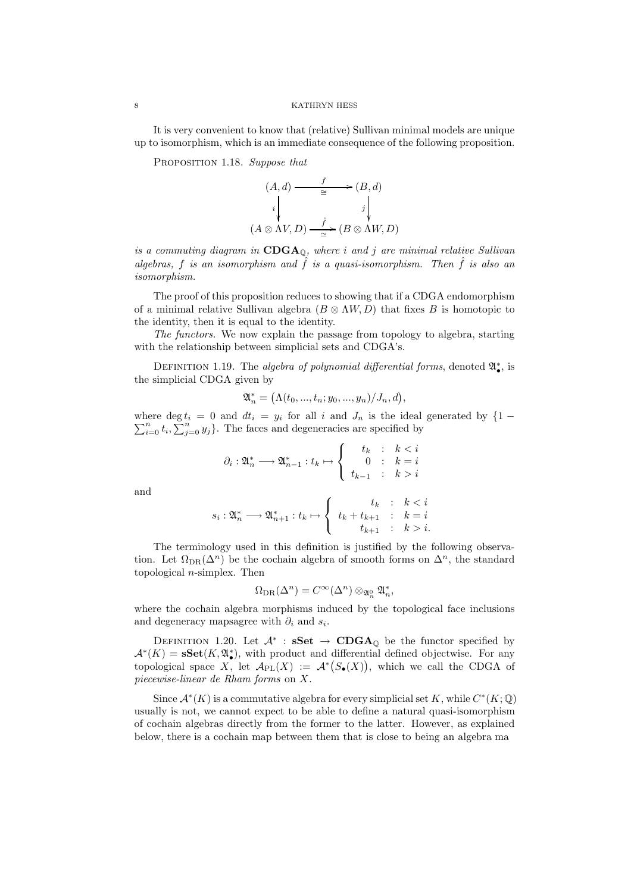It is very convenient to know that (relative) Sullivan minimal models are unique up to isomorphism, which is an immediate consequence of the following proposition.

Proposition 1.18. *Suppose that*

$$\begin{array}{ccc}
(A, d) & \xrightarrow[\cong]{f} & (B, d) \\
{\scriptstyle i}\downarrow & & \downarrow{\scriptstyle j} \\
(A \otimes \Lambda V, D) & \xrightarrow[\simeq]{\hat{f}} & (B \otimes \Lambda W, D)
\end{array}$$

*is a commuting diagram in* $\mathbf{CDGA}_{\mathbb{Q}}$*, where* $i$ *and* $j$ *are minimal relative Sullivan algebras,* $f$ *is an isomorphism and* $\hat{f}$ *is a quasi-isomorphism. Then* $\hat{f}$ *is also an isomorphism.*

The proof of this proposition reduces to showing that if a CDGA endomorphism of a minimal relative Sullivan algebra $(B \otimes \Lambda W, D)$ that fixes $B$ is homotopic to the identity, then it is equal to the identity.

*The functors.* We now explain the passage from topology to algebra, starting with the relationship between simplicial sets and CDGA's.

Definition 1.19. The *algebra of polynomial differential forms*, denoted $\mathfrak{A}^*_\bullet$, is the simplicial CDGA given by

$$\mathfrak{A}^*_n = \big(\Lambda(t_0, ..., t_n; y_0, ..., y_n)/J_n, d\big),$$

where $\deg t_i = 0$ and $dt_i = y_i$ for all $i$ and $J_n$ is the ideal generated by $\{1 - \sum_{i=0}^n t_i, \sum_{j=0}^n y_j\}$. The faces and degeneracies are specified by

$$\partial_i : \mathfrak{A}^*_n \longrightarrow \mathfrak{A}^*_{n-1} : t_k \mapsto \begin{cases} t_k & : \; k < i \\ 0 & : \; k = i \\ t_{k-1} & : \; k > i \end{cases}$$

and

$$s_i : \mathfrak{A}^*_n \longrightarrow \mathfrak{A}^*_{n+1} : t_k \mapsto \begin{cases} t_k & : \; k < i \\ t_k + t_{k+1} & : \; k = i \\ t_{k+1} & : \; k > i. \end{cases}$$

The terminology used in this definition is justified by the following observation. Let $\Omega_{\mathrm{DR}}(\Delta^n)$ be the cochain algebra of smooth forms on $\Delta^n$, the standard topological $n$-simplex. Then

$$\Omega_{\mathrm{DR}}(\Delta^n) = C^\infty(\Delta^n) \otimes_{\mathfrak{A}^0_n} \mathfrak{A}^*_n,$$

where the cochain algebra morphisms induced by the topological face inclusions and degeneracy mapsagree with $\partial_i$ and $s_i$.

Definition 1.20. Let $\mathcal{A}^* : \mathbf{sSet} \to \mathbf{CDGA}_{\mathbb{Q}}$ be the functor specified by $\mathcal{A}^*(K) = \mathbf{sSet}(K, \mathfrak{A}^*_\bullet)$, with product and differential defined objectwise. For any topological space $X$, let $\mathcal{A}_{\mathrm{PL}}(X) := \mathcal{A}^*\big(S_\bullet(X)\big)$, which we call the CDGA of *piecewise-linear de Rham forms* on $X$.

Since $\mathcal{A}^*(K)$ is a commutative algebra for every simplicial set $K$, while $C^*(K; \mathbb{Q})$ usually is not, we cannot expect to be able to define a natural quasi-isomorphism of cochain algebras directly from the former to the latter. However, as explained below, there is a cochain map between them that is close to being an algebra ma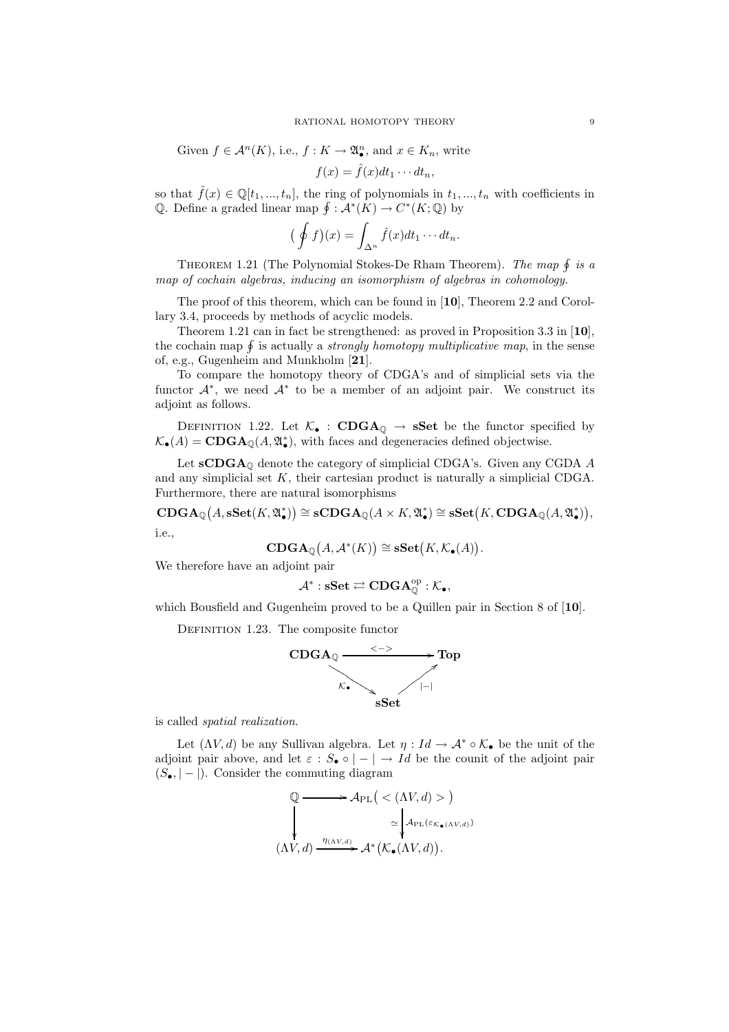Given $f \in \mathcal{A}^n(K)$, i.e., $f : K \to \mathfrak{A}^n_\bullet$, and $x \in K_n$, write

$$f(x) = \hat{f}(x) dt_1 \cdots dt_n,$$

so that $\hat{f}(x) \in \mathbb{Q}[t_1, ..., t_n]$, the ring of polynomials in $t_1, ..., t_n$ with coefficients in $\mathbb{Q}$. Define a graded linear map $\oint : \mathcal{A}^*(K) \to C^*(K; \mathbb{Q})$ by

$$\big(\oint f\big)(x) = \int_{\Delta^n} \hat{f}(x) dt_1 \cdots dt_n.$$

THEOREM 1.21 (The Polynomial Stokes-De Rham Theorem). *The map $\oint$ is a map of cochain algebras, inducing an isomorphism of algebras in cohomology.*

The proof of this theorem, which can be found in [**10**], Theorem 2.2 and Corollary 3.4, proceeds by methods of acyclic models.

Theorem 1.21 can in fact be strengthened: as proved in Proposition 3.3 in [**10**], the cochain map $\oint$ is actually a *strongly homotopy multiplicative map*, in the sense of, e.g., Gugenheim and Munkholm [**21**].

To compare the homotopy theory of CDGA's and of simplicial sets via the functor $\mathcal{A}^*$, we need $\mathcal{A}^*$ to be a member of an adjoint pair. We construct its adjoint as follows.

DEFINITION 1.22. Let $\mathcal{K}_\bullet : \mathbf{CDGA}_\mathbb{Q} \to \mathbf{sSet}$ be the functor specified by $\mathcal{K}_\bullet(A) = \mathbf{CDGA}_\mathbb{Q}(A, \mathfrak{A}^*_\bullet)$, with faces and degeneracies defined objectwise.

Let $\mathbf{sCDGA}_\mathbb{Q}$ denote the category of simplicial CDGA's. Given any CGDA $A$ and any simplicial set $K$, their cartesian product is naturally a simplicial CDGA. Furthermore, there are natural isomorphisms

$$\mathbf{CDGA}_\mathbb{Q}\big(A, \mathbf{sSet}(K, \mathfrak{A}^*_\bullet)\big) \cong \mathbf{sCDGA}_\mathbb{Q}(A \times K, \mathfrak{A}^*_\bullet) \cong \mathbf{sSet}\big(K, \mathbf{CDGA}_\mathbb{Q}(A, \mathfrak{A}^*_\bullet)\big),$$

i.e.,

$$\mathbf{CDGA}_\mathbb{Q}\big(A, \mathcal{A}^*(K)\big) \cong \mathbf{sSet}\big(K, \mathcal{K}_\bullet(A)\big).$$

We therefore have an adjoint pair

$$\mathcal{A}^* : \mathbf{sSet} \rightleftarrows \mathbf{CDGA}_\mathbb{Q}^{\mathrm{op}} : \mathcal{K}_\bullet,$$

which Bousfield and Gugenheim proved to be a Quillen pair in Section 8 of [**10**].

DEFINITION 1.23. The composite functor

$$\begin{array}{ccc} \mathbf{CDGA}_\mathbb{Q} & \xrightarrow{<->} & \mathbf{Top} \\ & {\scriptstyle \mathcal{K}_\bullet} \searrow \quad \nearrow {\scriptstyle |-|} & \\ & \mathbf{sSet} & \end{array}$$

is called *spatial realization.*

Let $(\Lambda V, d)$ be any Sullivan algebra. Let $\eta : Id \to \mathcal{A}^* \circ \mathcal{K}_\bullet$ be the unit of the adjoint pair above, and let $\varepsilon : S_\bullet \circ |-| \to Id$ be the counit of the adjoint pair $(S_\bullet, |-|)$. Consider the commuting diagram

$$\begin{array}{ccc} \mathbb{Q} & \longrightarrow & \mathcal{A}_{\mathrm{PL}}\big( < (\Lambda V, d) > \big) \\ \big\downarrow & & \simeq \big\downarrow \mathcal{A}_{\mathrm{PL}}(\varepsilon_{\mathcal{K}_\bullet(\Lambda V, d)}) \\ (\Lambda V, d) & \xrightarrow{\eta_{(\Lambda V, d)}} & \mathcal{A}^*\big(\mathcal{K}_\bullet(\Lambda V, d)\big). \end{array}$$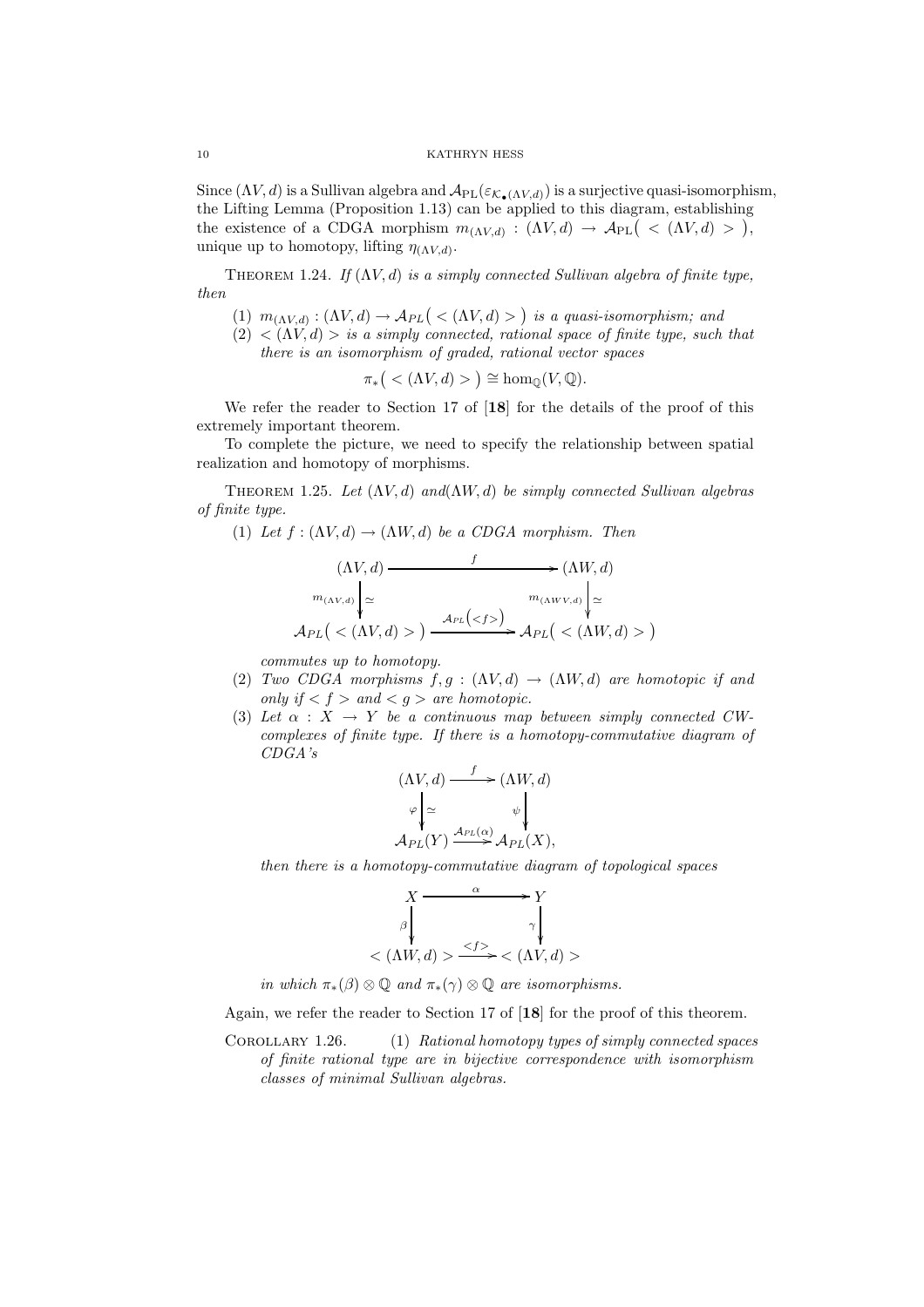Since $(\Lambda V, d)$ is a Sullivan algebra and $\mathcal{A}_{\mathrm{PL}}(\varepsilon_{\mathcal{K}_\bullet(\Lambda V,d)})$ is a surjective quasi-isomorphism, the Lifting Lemma (Proposition 1.13) can be applied to this diagram, establishing the existence of a CDGA morphism $m_{(\Lambda V,d)} : (\Lambda V, d) \to \mathcal{A}_{\mathrm{PL}}\big( < (\Lambda V, d) > \big)$, unique up to homotopy, lifting $\eta_{(\Lambda V,d)}$.

THEOREM 1.24. *If $(\Lambda V, d)$ is a simply connected Sullivan algebra of finite type, then*

1. $m_{(\Lambda V,d)} : (\Lambda V, d) \to \mathcal{A}_{PL}\big( < (\Lambda V, d) > \big)$ *is a quasi-isomorphism; and*
2. $< (\Lambda V, d) >$ *is a simply connected, rational space of finite type, such that there is an isomorphism of graded, rational vector spaces*

$$\pi_*\big( < (\Lambda V, d) > \big) \cong \hom_{\mathbb{Q}}(V, \mathbb{Q}).$$

We refer the reader to Section 17 of [**18**] for the details of the proof of this extremely important theorem.

To complete the picture, we need to specify the relationship between spatial realization and homotopy of morphisms.

THEOREM 1.25. *Let $(\Lambda V, d)$ and$(\Lambda W, d)$ be simply connected Sullivan algebras of finite type.*

1. *Let $f : (\Lambda V, d) \to (\Lambda W, d)$ be a CDGA morphism. Then*

$$\begin{array}{ccc}
(\Lambda V, d) & \xrightarrow{\quad f \quad} & (\Lambda W, d) \\
{\scriptstyle m_{(\Lambda V,d)}}\downarrow \simeq & & {\scriptstyle m_{(\Lambda WV,d)}}\downarrow \simeq \\
\mathcal{A}_{PL}\big( < (\Lambda V, d) > \big) & \xrightarrow{\mathcal{A}_{PL}\left(<f>\right)} & \mathcal{A}_{PL}\big( < (\Lambda W, d) > \big)
\end{array}$$

   *commutes up to homotopy.*

2. *Two CDGA morphisms $f, g : (\Lambda V, d) \to (\Lambda W, d)$ are homotopic if and only if $< f >$ and $< g >$ are homotopic.*
3. *Let $\alpha : X \to Y$ be a continuous map between simply connected CW-complexes of finite type. If there is a homotopy-commutative diagram of CDGA's*

$$\begin{array}{ccc}
(\Lambda V, d) & \xrightarrow{\ f\ } & (\Lambda W, d) \\
{\scriptstyle \varphi}\downarrow \simeq & & {\scriptstyle \psi}\downarrow \\
\mathcal{A}_{PL}(Y) & \xrightarrow{\mathcal{A}_{PL}(\alpha)} & \mathcal{A}_{PL}(X),
\end{array}$$

   *then there is a homotopy-commutative diagram of topological spaces*

$$\begin{array}{ccc}
X & \xrightarrow{\quad \alpha \quad} & Y \\
{\scriptstyle \beta}\downarrow & & {\scriptstyle \gamma}\downarrow \\
< (\Lambda W, d) > & \xrightarrow{<f>} & < (\Lambda V, d) >
\end{array}$$

   *in which $\pi_*(\beta) \otimes \mathbb{Q}$ and $\pi_*(\gamma) \otimes \mathbb{Q}$ are isomorphisms.*

Again, we refer the reader to Section 17 of [**18**] for the proof of this theorem.

COROLLARY 1.26. (1) *Rational homotopy types of simply connected spaces of finite rational type are in bijective correspondence with isomorphism classes of minimal Sullivan algebras.*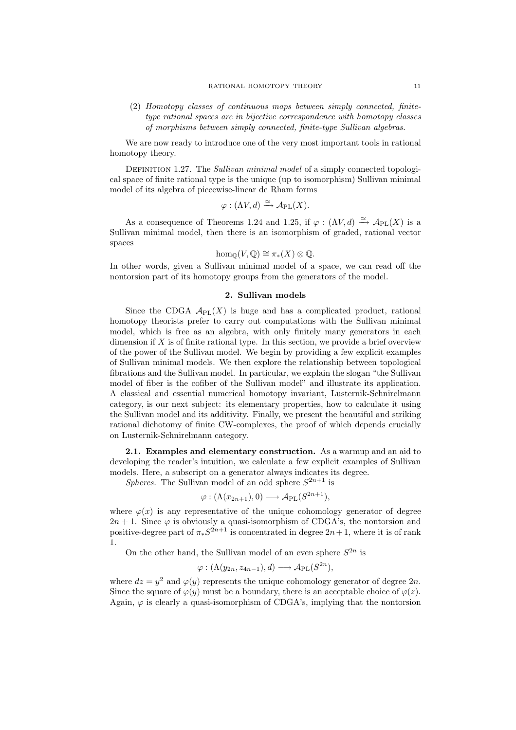(2) *Homotopy classes of continuous maps between simply connected, finite-type rational spaces are in bijective correspondence with homotopy classes of morphisms between simply connected, finite-type Sullivan algebras.*

We are now ready to introduce one of the very most important tools in rational homotopy theory.

Definition 1.27. The *Sullivan minimal model* of a simply connected topological space of finite rational type is the unique (up to isomorphism) Sullivan minimal model of its algebra of piecewise-linear de Rham forms

$$\varphi : (\Lambda V, d) \xrightarrow{\simeq} \mathcal{A}_{\mathrm{PL}}(X).$$

As a consequence of Theorems 1.24 and 1.25, if $\varphi : (\Lambda V, d) \xrightarrow{\simeq} \mathcal{A}_{\mathrm{PL}}(X)$ is a Sullivan minimal model, then there is an isomorphism of graded, rational vector spaces

$$\hom_{\mathbb{Q}}(V, \mathbb{Q}) \cong \pi_*(X) \otimes \mathbb{Q}.$$

In other words, given a Sullivan minimal model of a space, we can read off the nontorsion part of its homotopy groups from the generators of the model.

## 2. Sullivan models

Since the CDGA $\mathcal{A}_{\mathrm{PL}}(X)$ is huge and has a complicated product, rational homotopy theorists prefer to carry out computations with the Sullivan minimal model, which is free as an algebra, with only finitely many generators in each dimension if $X$ is of finite rational type. In this section, we provide a brief overview of the power of the Sullivan model. We begin by providing a few explicit examples of Sullivan minimal models. We then explore the relationship between topological fibrations and the Sullivan model. In particular, we explain the slogan "the Sullivan model of fiber is the cofiber of the Sullivan model" and illustrate its application. A classical and essential numerical homotopy invariant, Lusternik-Schnirelmann category, is our next subject: its elementary properties, how to calculate it using the Sullivan model and its additivity. Finally, we present the beautiful and striking rational dichotomy of finite CW-complexes, the proof of which depends crucially on Lusternik-Schnirelmann category.

**2.1. Examples and elementary construction.** As a warmup and an aid to developing the reader's intuition, we calculate a few explicit examples of Sullivan models. Here, a subscript on a generator always indicates its degree.

*Spheres.* The Sullivan model of an odd sphere $S^{2n+1}$ is

$$\varphi : (\Lambda(x_{2n+1}), 0) \longrightarrow \mathcal{A}_{\mathrm{PL}}(S^{2n+1}),$$

where $\varphi(x)$ is any representative of the unique cohomology generator of degree $2n+1$. Since $\varphi$ is obviously a quasi-isomorphism of CDGA's, the nontorsion and positive-degree part of $\pi_* S^{2n+1}$ is concentrated in degree $2n+1$, where it is of rank 1.

On the other hand, the Sullivan model of an even sphere $S^{2n}$ is

$$\varphi : (\Lambda(y_{2n}, z_{4n-1}), d) \longrightarrow \mathcal{A}_{\mathrm{PL}}(S^{2n}),$$

where $dz = y^2$ and $\varphi(y)$ represents the unique cohomology generator of degree $2n$. Since the square of $\varphi(y)$ must be a boundary, there is an acceptable choice of $\varphi(z)$. Again, $\varphi$ is clearly a quasi-isomorphism of CDGA's, implying that the nontorsion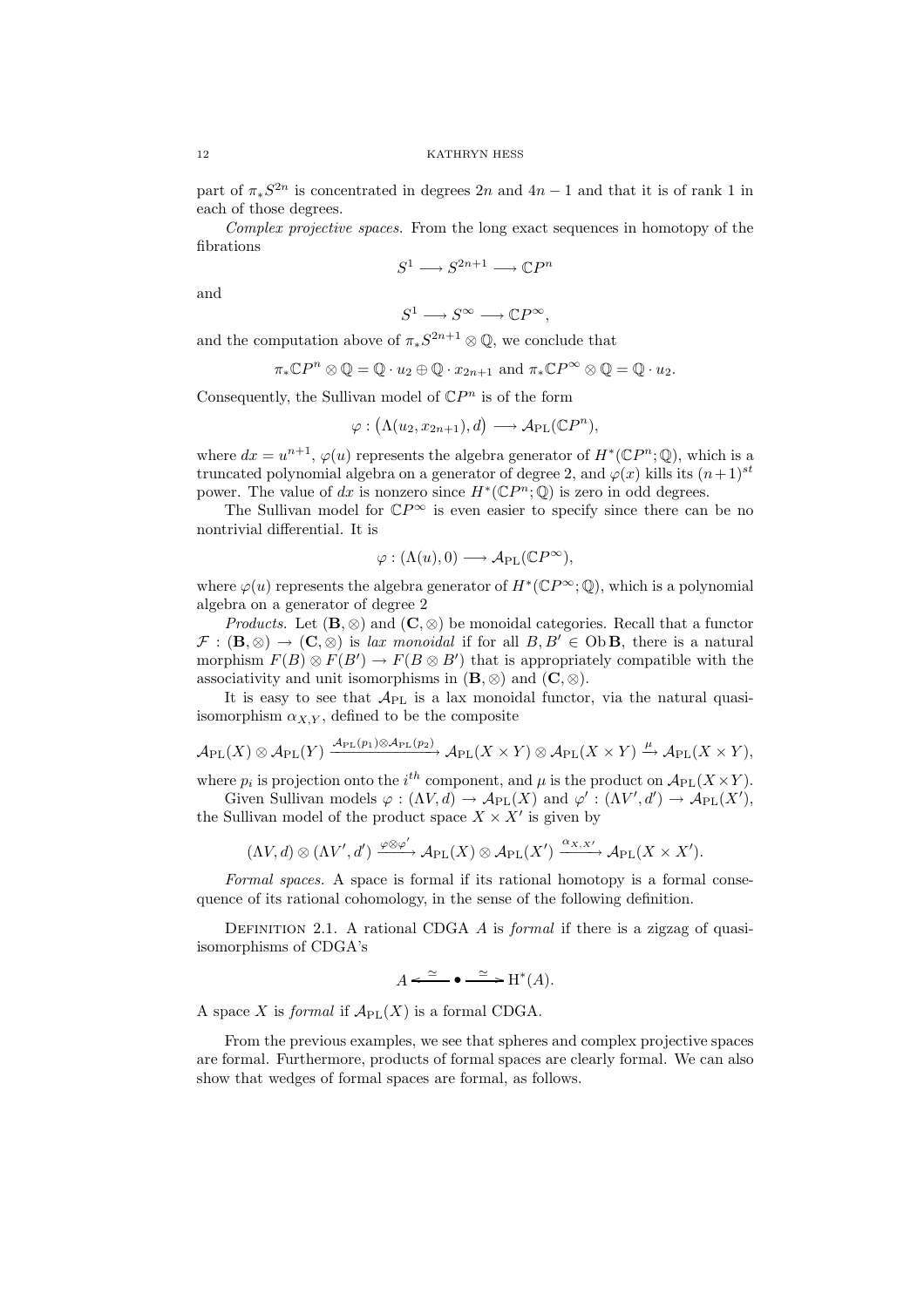part of $\pi_* S^{2n}$ is concentrated in degrees $2n$ and $4n-1$ and that it is of rank 1 in each of those degrees.

*Complex projective spaces.* From the long exact sequences in homotopy of the fibrations

$$S^1 \longrightarrow S^{2n+1} \longrightarrow \mathbb{C}P^n$$

and

$$S^1 \longrightarrow S^\infty \longrightarrow \mathbb{C}P^\infty,$$

and the computation above of $\pi_* S^{2n+1} \otimes \mathbb{Q}$, we conclude that

$$\pi_* \mathbb{C}P^n \otimes \mathbb{Q} = \mathbb{Q} \cdot u_2 \oplus \mathbb{Q} \cdot x_{2n+1} \text{ and } \pi_* \mathbb{C}P^\infty \otimes \mathbb{Q} = \mathbb{Q} \cdot u_2.$$

Consequently, the Sullivan model of $\mathbb{C}P^n$ is of the form

$$\varphi : \big(\Lambda(u_2, x_{2n+1}), d\big) \longrightarrow \mathcal{A}_{\mathrm{PL}}(\mathbb{C}P^n),$$

where $dx = u^{n+1}$, $\varphi(u)$ represents the algebra generator of $H^*(\mathbb{C}P^n; \mathbb{Q})$, which is a truncated polynomial algebra on a generator of degree 2, and $\varphi(x)$ kills its $(n+1)^{st}$ power. The value of $dx$ is nonzero since $H^*(\mathbb{C}P^n; \mathbb{Q})$ is zero in odd degrees.

The Sullivan model for $\mathbb{C}P^\infty$ is even easier to specify since there can be no nontrivial differential. It is

$$\varphi : (\Lambda(u), 0) \longrightarrow \mathcal{A}_{\mathrm{PL}}(\mathbb{C}P^\infty),$$

where $\varphi(u)$ represents the algebra generator of $H^*(\mathbb{C}P^\infty; \mathbb{Q})$, which is a polynomial algebra on a generator of degree 2

*Products.* Let $(\mathbf{B}, \otimes)$ and $(\mathbf{C}, \otimes)$ be monoidal categories. Recall that a functor $\mathcal{F} : (\mathbf{B}, \otimes) \to (\mathbf{C}, \otimes)$ is *lax monoidal* if for all $B, B' \in \operatorname{Ob} \mathbf{B}$, there is a natural morphism $F(B) \otimes F(B') \to F(B \otimes B')$ that is appropriately compatible with the associativity and unit isomorphisms in $(\mathbf{B}, \otimes)$ and $(\mathbf{C}, \otimes)$.

It is easy to see that $\mathcal{A}_{\mathrm{PL}}$ is a lax monoidal functor, via the natural quasi-isomorphism $\alpha_{X,Y}$, defined to be the composite

$$\mathcal{A}_{\mathrm{PL}}(X) \otimes \mathcal{A}_{\mathrm{PL}}(Y) \xrightarrow{\mathcal{A}_{\mathrm{PL}}(p_1) \otimes \mathcal{A}_{\mathrm{PL}}(p_2)} \mathcal{A}_{\mathrm{PL}}(X \times Y) \otimes \mathcal{A}_{\mathrm{PL}}(X \times Y) \xrightarrow{\mu} \mathcal{A}_{\mathrm{PL}}(X \times Y),$$

where $p_i$ is projection onto the $i^{th}$ component, and $\mu$ is the product on $\mathcal{A}_{\mathrm{PL}}(X \times Y)$.

Given Sullivan models $\varphi : (\Lambda V, d) \to \mathcal{A}_{\mathrm{PL}}(X)$ and $\varphi' : (\Lambda V', d') \to \mathcal{A}_{\mathrm{PL}}(X')$, the Sullivan model of the product space $X \times X'$ is given by

$$(\Lambda V, d) \otimes (\Lambda V', d') \xrightarrow{\varphi \otimes \varphi'} \mathcal{A}_{\mathrm{PL}}(X) \otimes \mathcal{A}_{\mathrm{PL}}(X') \xrightarrow{\alpha_{X,X'}} \mathcal{A}_{\mathrm{PL}}(X \times X').$$

*Formal spaces.* A space is formal if its rational homotopy is a formal consequence of its rational cohomology, in the sense of the following definition.

Definition 2.1. A rational CDGA $A$ is *formal* if there is a zigzag of quasi-isomorphisms of CDGA's

$$A \xleftarrow{\simeq} \bullet \xrightarrow{\simeq} \mathrm{H}^*(A).$$

A space $X$ is *formal* if $\mathcal{A}_{\mathrm{PL}}(X)$ is a formal CDGA.

From the previous examples, we see that spheres and complex projective spaces are formal. Furthermore, products of formal spaces are clearly formal. We can also show that wedges of formal spaces are formal, as follows.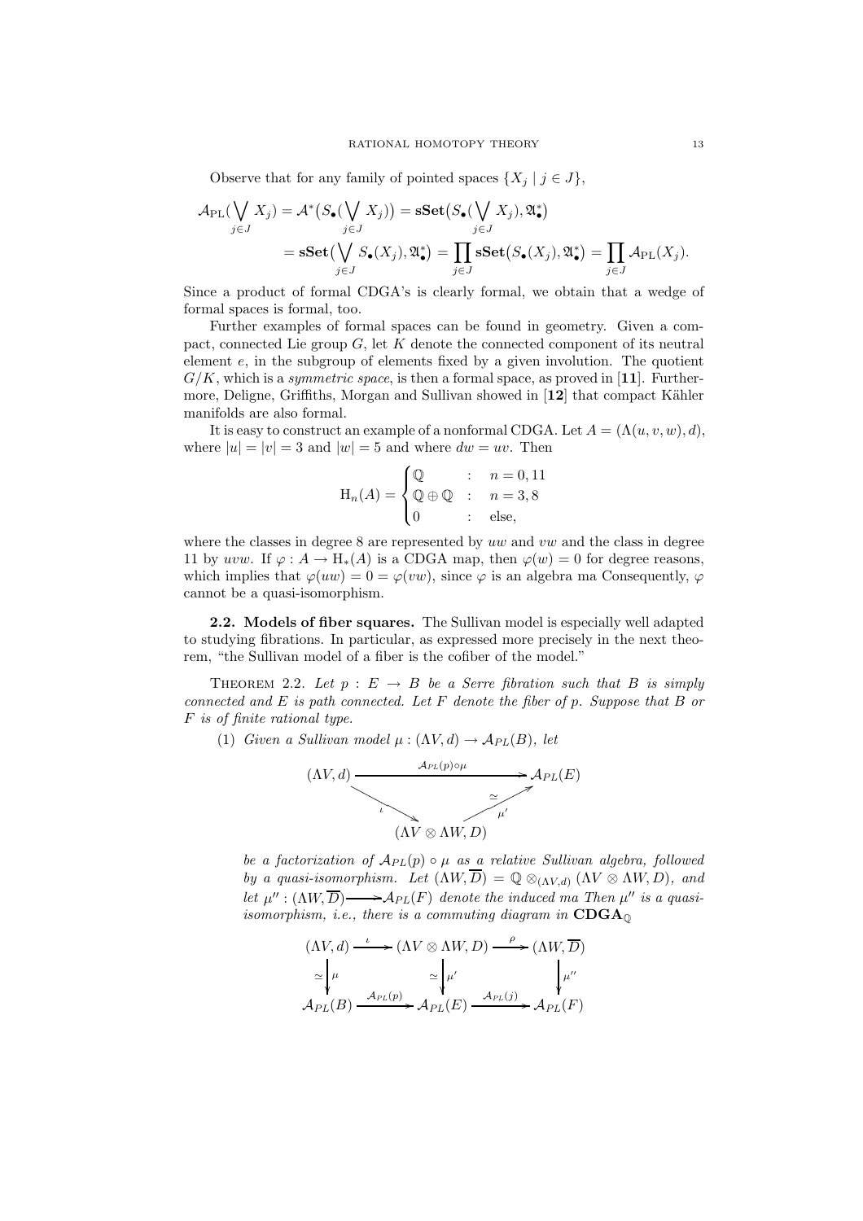Observe that for any family of pointed spaces $\{X_j \mid j \in J\}$,

$$\begin{aligned}
\mathcal{A}_{\mathrm{PL}}\big(\bigvee_{j\in J} X_j\big) &= \mathcal{A}^*\big(S_\bullet(\bigvee_{j\in J} X_j)\big) = \mathbf{sSet}\big(S_\bullet(\bigvee_{j\in J} X_j), \mathfrak{A}^*_\bullet\big) \\
&= \mathbf{sSet}\big(\bigvee_{j\in J} S_\bullet(X_j), \mathfrak{A}^*_\bullet\big) = \prod_{j\in J} \mathbf{sSet}\big(S_\bullet(X_j), \mathfrak{A}^*_\bullet\big) = \prod_{j\in J} \mathcal{A}_{\mathrm{PL}}(X_j).
\end{aligned}$$

Since a product of formal CDGA's is clearly formal, we obtain that a wedge of formal spaces is formal, too.

Further examples of formal spaces can be found in geometry. Given a compact, connected Lie group $G$, let $K$ denote the connected component of its neutral element $e$, in the subgroup of elements fixed by a given involution. The quotient $G/K$, which is a *symmetric space*, is then a formal space, as proved in [**11**]. Furthermore, Deligne, Griffiths, Morgan and Sullivan showed in [**12**] that compact Kähler manifolds are also formal.

It is easy to construct an example of a nonformal CDGA. Let $A = (\Lambda(u, v, w), d)$, where $|u| = |v| = 3$ and $|w| = 5$ and where $dw = uv$. Then

$$\mathrm{H}_n(A) = \begin{cases} \mathbb{Q} & : \quad n = 0, 11 \\ \mathbb{Q} \oplus \mathbb{Q} & : \quad n = 3, 8 \\ 0 & : \quad \text{else,} \end{cases}$$

where the classes in degree 8 are represented by $uw$ and $vw$ and the class in degree 11 by $uvw$. If $\varphi : A \to \mathrm{H}_*(A)$ is a CDGA map, then $\varphi(w) = 0$ for degree reasons, which implies that $\varphi(uw) = 0 = \varphi(vw)$, since $\varphi$ is an algebra ma Consequently, $\varphi$ cannot be a quasi-isomorphism.

**2.2. Models of fiber squares.** The Sullivan model is especially well adapted to studying fibrations. In particular, as expressed more precisely in the next theorem, "the Sullivan model of a fiber is the cofiber of the model."

THEOREM 2.2. *Let $p : E \to B$ be a Serre fibration such that $B$ is simply connected and $E$ is path connected. Let $F$ denote the fiber of $p$. Suppose that $B$ or $F$ is of finite rational type.*

(1) *Given a Sullivan model $\mu : (\Lambda V, d) \to \mathcal{A}_{PL}(B)$, let*

$$\begin{array}{ccc}
(\Lambda V, d) & \xrightarrow{\quad \mathcal{A}_{PL}(p)\circ\mu \quad} & \mathcal{A}_{PL}(E) \\
& {\scriptstyle\iota}\searrow \qquad \nearrow{\scriptstyle\mu'}\ {\scriptstyle\simeq} & \\
& (\Lambda V \otimes \Lambda W, D) &
\end{array}$$

*be a factorization of $\mathcal{A}_{PL}(p) \circ \mu$ as a relative Sullivan algebra, followed by a quasi-isomorphism. Let $(\Lambda W, \overline{D}) = \mathbb{Q} \otimes_{(\Lambda V, d)} (\Lambda V \otimes \Lambda W, D)$, and let $\mu'' : (\Lambda W, \overline{D}) \longrightarrow \mathcal{A}_{PL}(F)$ denote the induced ma Then $\mu''$ is a quasi-isomorphism, i.e., there is a commuting diagram in $\mathbf{CDGA}_{\mathbb{Q}}$*

$$\begin{array}{ccccc}
(\Lambda V, d) & \xrightarrow{\ \iota\ } & (\Lambda V \otimes \Lambda W, D) & \xrightarrow{\ \rho\ } & (\Lambda W, \overline{D}) \\
\simeq \big\downarrow \mu & & \simeq \big\downarrow \mu' & & \big\downarrow \mu'' \\
\mathcal{A}_{PL}(B) & \xrightarrow{\ \mathcal{A}_{PL}(p)\ } & \mathcal{A}_{PL}(E) & \xrightarrow{\ \mathcal{A}_{PL}(j)\ } & \mathcal{A}_{PL}(F)
\end{array}$$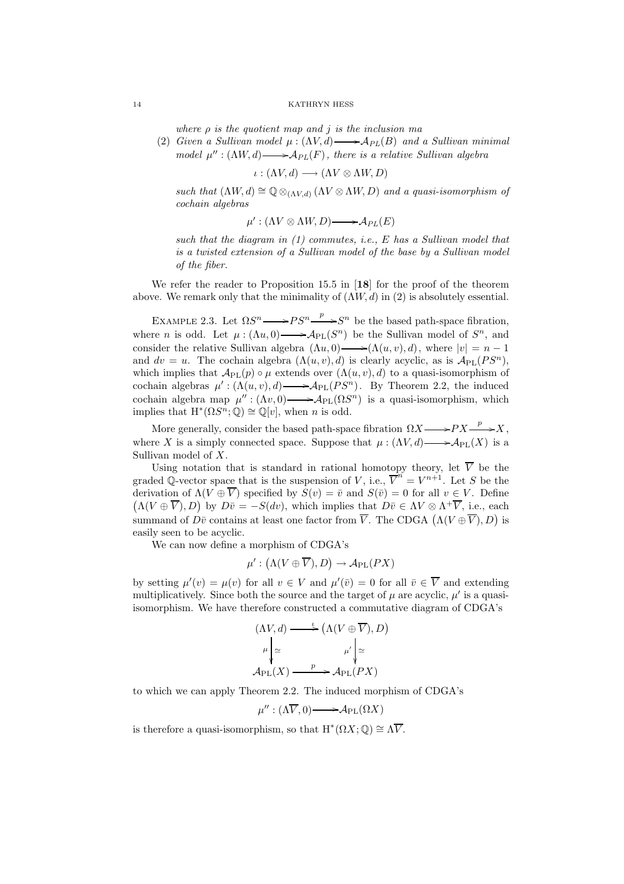*where $\rho$ is the quotient map and $j$ is the inclusion ma*

(2) *Given a Sullivan model $\mu : (\Lambda V, d) \longrightarrow \mathcal{A}_{PL}(B)$ and a Sullivan minimal model $\mu'' : (\Lambda W, d) \longrightarrow \mathcal{A}_{PL}(F)$, there is a relative Sullivan algebra*

$$\iota : (\Lambda V, d) \longrightarrow (\Lambda V \otimes \Lambda W, D)$$

*such that $(\Lambda W, d) \cong \mathbb{Q} \otimes_{(\Lambda V, d)} (\Lambda V \otimes \Lambda W, D)$ and a quasi-isomorphism of cochain algebras*

$$\mu' : (\Lambda V \otimes \Lambda W, D) \longrightarrow \mathcal{A}_{PL}(E)$$

*such that the diagram in (1) commutes, i.e., $E$ has a Sullivan model that is a twisted extension of a Sullivan model of the base by a Sullivan model of the fiber.*

We refer the reader to Proposition 15.5 in [**18**] for the proof of the theorem above. We remark only that the minimality of $(\Lambda W, d)$ in (2) is absolutely essential.

Example 2.3. Let $\Omega S^n \longrightarrow PS^n \xrightarrow{p} S^n$ be the based path-space fibration, where $n$ is odd. Let $\mu : (\Lambda u, 0) \longrightarrow \mathcal{A}_{\rm PL}(S^n)$ be the Sullivan model of $S^n$, and consider the relative Sullivan algebra $(\Lambda u, 0) \longrightarrow (\Lambda(u, v), d)$, where $|v| = n - 1$ and $dv = u$. The cochain algebra $(\Lambda(u, v), d)$ is clearly acyclic, as is $\mathcal{A}_{\rm PL}(PS^n)$, which implies that $\mathcal{A}_{\rm PL}(p) \circ \mu$ extends over $(\Lambda(u, v), d)$ to a quasi-isomorphism of cochain algebras $\mu' : (\Lambda(u, v), d) \longrightarrow \mathcal{A}_{\rm PL}(PS^n)$. By Theorem 2.2, the induced cochain algebra map $\mu'' : (\Lambda v, 0) \longrightarrow \mathcal{A}_{\rm PL}(\Omega S^n)$ is a quasi-isomorphism, which implies that $\mathrm{H}^*(\Omega S^n; \mathbb{Q}) \cong \mathbb{Q}[v]$, when $n$ is odd.

More generally, consider the based path-space fibration $\Omega X \longrightarrow PX \xrightarrow{p} X$, where $X$ is a simply connected space. Suppose that $\mu : (\Lambda V, d) \longrightarrow \mathcal{A}_{\rm PL}(X)$ is a Sullivan model of $X$.

Using notation that is standard in rational homotopy theory, let $\overline{V}$ be the graded $\mathbb{Q}$-vector space that is the suspension of $V$, i.e., $\overline{V}^n = V^{n+1}$. Let $S$ be the derivation of $\Lambda(V \oplus \overline{V})$ specified by $S(v) = \bar{v}$ and $S(\bar{v}) = 0$ for all $v \in V$. Define $\big(\Lambda(V \oplus \overline{V}), D\big)$ by $D\bar{v} = -S(dv)$, which implies that $D\bar{v} \in \Lambda V \otimes \Lambda^+\overline{V}$, i.e., each summand of $D\bar{v}$ contains at least one factor from $\overline{V}$. The CDGA $\big(\Lambda(V \oplus \overline{V}), D\big)$ is easily seen to be acyclic.

We can now define a morphism of CDGA's

$$\mu' : \big(\Lambda(V \oplus \overline{V}), D\big) \to \mathcal{A}_{\rm PL}(PX)$$

by setting $\mu'(v) = \mu(v)$ for all $v \in V$ and $\mu'(\bar{v}) = 0$ for all $\bar{v} \in \overline{V}$ and extending multiplicatively. Since both the source and the target of $\mu$ are acyclic, $\mu'$ is a quasi-isomorphism. We have therefore constructed a commutative diagram of CDGA's

$$\begin{array}{ccc}
(\Lambda V, d) & \xrightarrow{\ \iota\ } & \big(\Lambda(V \oplus \overline{V}), D\big) \\
\mu \big\downarrow \simeq & & \mu' \big\downarrow \simeq \\
\mathcal{A}_{\rm PL}(X) & \xrightarrow{\ p\ } & \mathcal{A}_{\rm PL}(PX)
\end{array}$$

to which we can apply Theorem 2.2. The induced morphism of CDGA's

$$\mu'' : (\Lambda\overline{V}, 0) \longrightarrow \mathcal{A}_{\rm PL}(\Omega X)$$

is therefore a quasi-isomorphism, so that $\mathrm{H}^*(\Omega X; \mathbb{Q}) \cong \Lambda\overline{V}$.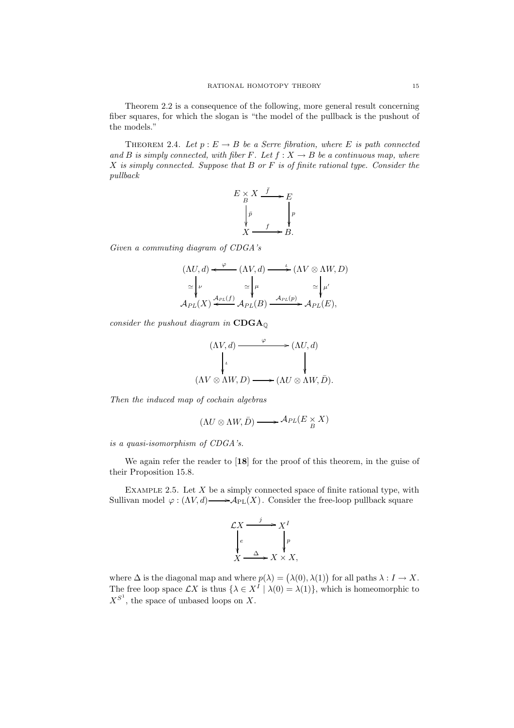Theorem 2.2 is a consequence of the following, more general result concerning fiber squares, for which the slogan is "the model of the pullback is the pushout of the models."

Theorem 2.4. *Let $p : E \to B$ be a Serre fibration, where $E$ is path connected and $B$ is simply connected, with fiber $F$. Let $f : X \to B$ be a continuous map, where $X$ is simply connected. Suppose that $B$ or $F$ is of finite rational type. Consider the pullback*

$$\begin{array}{ccc} E \underset{B}{\times} X & \xrightarrow{\bar{f}} & E \\ \big\downarrow{\scriptstyle \bar{p}} & & \big\downarrow{\scriptstyle p} \\ X & \xrightarrow{f} & B. \end{array}$$

*Given a commuting diagram of CDGA's*

$$\begin{array}{ccccc} (\Lambda U, d) & \xleftarrow{\varphi} & (\Lambda V, d) & \xrightarrow{\iota} & (\Lambda V \otimes \Lambda W, D) \\ \simeq \big\downarrow{\scriptstyle \nu} & & \simeq \big\downarrow{\scriptstyle \mu} & & \simeq \big\downarrow{\scriptstyle \mu'} \\ \mathcal{A}_{PL}(X) & \xleftarrow{\mathcal{A}_{PL}(f)} & \mathcal{A}_{PL}(B) & \xrightarrow{\mathcal{A}_{PL}(p)} & \mathcal{A}_{PL}(E), \end{array}$$

*consider the pushout diagram in* $\mathbf{CDGA}_{\mathbb{Q}}$

$$\begin{array}{ccc} (\Lambda V, d) & \xrightarrow{\varphi} & (\Lambda U, d) \\ \big\downarrow{\scriptstyle \iota} & & \big\downarrow \\ (\Lambda V \otimes \Lambda W, D) & \longrightarrow & (\Lambda U \otimes \Lambda W, \bar{D}). \end{array}$$

*Then the induced map of cochain algebras*

$$(\Lambda U \otimes \Lambda W, \bar{D}) \longrightarrow \mathcal{A}_{PL}(E \underset{B}{\times} X)$$

*is a quasi-isomorphism of CDGA's.*

We again refer the reader to [**18**] for the proof of this theorem, in the guise of their Proposition 15.8.

Example 2.5. Let $X$ be a simply connected space of finite rational type, with Sullivan model $\varphi : (\Lambda V, d) \longrightarrow \mathcal{A}_{\mathrm{PL}}(X)$. Consider the free-loop pullback square

$$\begin{array}{ccc} \mathcal{L}X & \xrightarrow{j} & X^I \\ \big\downarrow{\scriptstyle e} & & \big\downarrow{\scriptstyle p} \\ X & \xrightarrow{\Delta} & X \times X, \end{array}$$

where $\Delta$ is the diagonal map and where $p(\lambda) = \big(\lambda(0), \lambda(1)\big)$ for all paths $\lambda : I \to X$. The free loop space $\mathcal{L}X$ is thus $\{\lambda \in X^I \mid \lambda(0) = \lambda(1)\}$, which is homeomorphic to $X^{S^1}$, the space of unbased loops on $X$.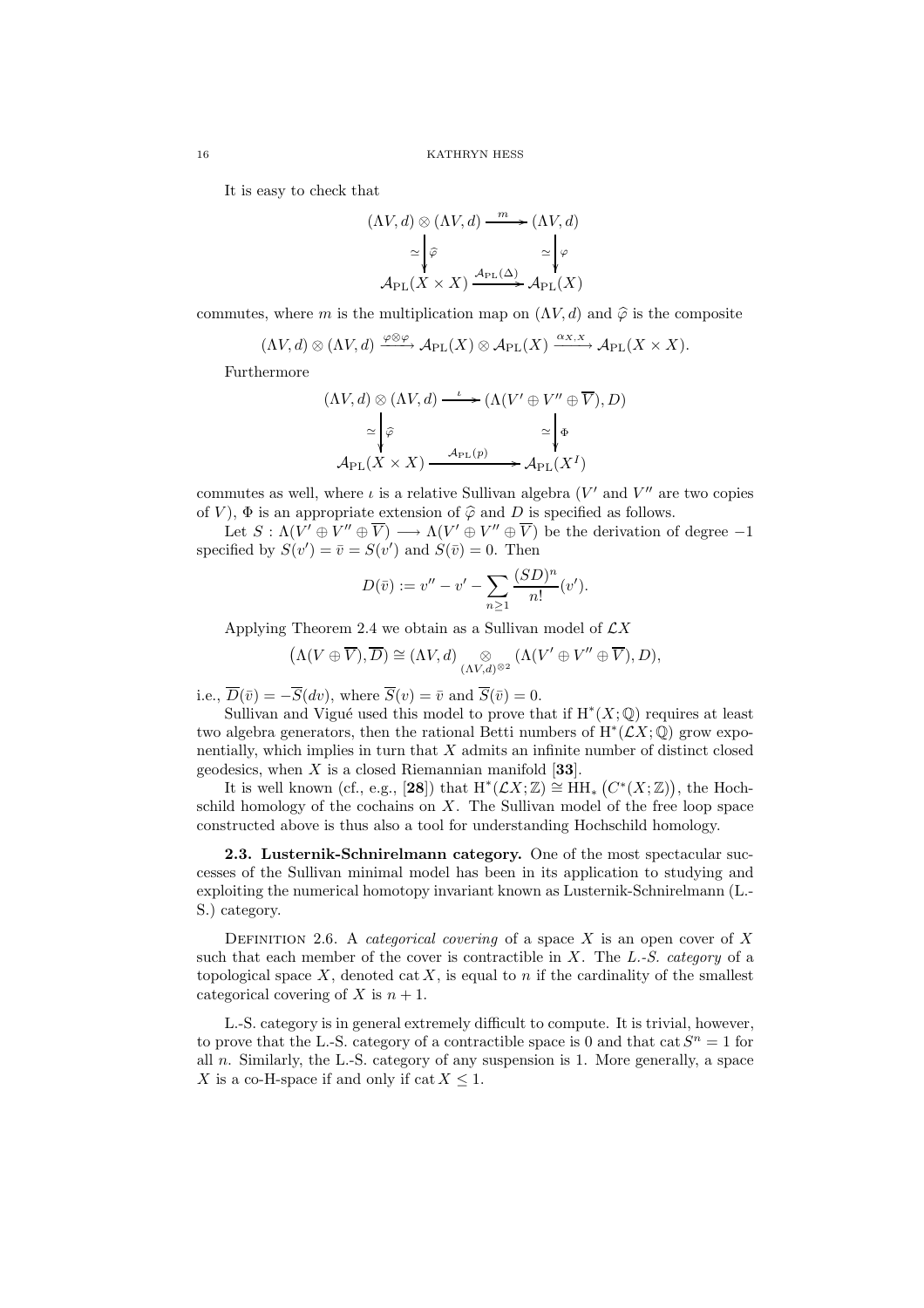It is easy to check that

$$\begin{array}{ccc}
(\Lambda V,d)\otimes(\Lambda V,d) & \xrightarrow{\ m\ } & (\Lambda V,d)\\
\simeq\big\downarrow\widehat{\varphi} & & \simeq\big\downarrow\varphi\\
\mathcal{A}_{\mathrm{PL}}(X\times X) & \xrightarrow{\mathcal{A}_{\mathrm{PL}}(\Delta)} & \mathcal{A}_{\mathrm{PL}}(X)
\end{array}$$

commutes, where $m$ is the multiplication map on $(\Lambda V, d)$ and $\widehat{\varphi}$ is the composite

$$(\Lambda V,d)\otimes(\Lambda V,d)\xrightarrow{\varphi\otimes\varphi}\mathcal{A}_{\mathrm{PL}}(X)\otimes\mathcal{A}_{\mathrm{PL}}(X)\xrightarrow{\alpha_{X,X}}\mathcal{A}_{\mathrm{PL}}(X\times X).$$

Furthermore

$$\begin{array}{ccc}
(\Lambda V,d)\otimes(\Lambda V,d) & \xrightarrow{\ \iota\ } & (\Lambda(V'\oplus V''\oplus\overline{V}),D)\\
\simeq\big\downarrow\widehat{\varphi} & & \simeq\big\downarrow\Phi\\
\mathcal{A}_{\mathrm{PL}}(X\times X) & \xrightarrow{\mathcal{A}_{\mathrm{PL}}(p)} & \mathcal{A}_{\mathrm{PL}}(X^I)
\end{array}$$

commutes as well, where $\iota$ is a relative Sullivan algebra ($V'$ and $V''$ are two copies of $V$), $\Phi$ is an appropriate extension of $\widehat{\varphi}$ and $D$ is specified as follows.

Let $S:\Lambda(V'\oplus V''\oplus\overline{V})\longrightarrow\Lambda(V'\oplus V''\oplus\overline{V})$ be the derivation of degree $-1$ specified by $S(v')=\bar{v}=S(v')$ and $S(\bar{v})=0$. Then

$$D(\bar{v}):=v''-v'-\sum_{n\geq 1}\frac{(SD)^n}{n!}(v').$$

Applying Theorem 2.4 we obtain as a Sullivan model of $\mathcal{L}X$

$$\big(\Lambda(V\oplus\overline{V}),\overline{D}\big)\cong(\Lambda V,d)\underset{(\Lambda V,d)^{\otimes 2}}{\otimes}(\Lambda(V'\oplus V''\oplus\overline{V}),D),$$

i.e., $\overline{D}(\bar{v})=-\overline{S}(dv)$, where $\overline{S}(v)=\bar{v}$ and $\overline{S}(\bar{v})=0$.

Sullivan and Vigué used this model to prove that if $\mathrm{H}^*(X;\mathbb{Q})$ requires at least two algebra generators, then the rational Betti numbers of $\mathrm{H}^*(\mathcal{L}X;\mathbb{Q})$ grow exponentially, which implies in turn that $X$ admits an infinite number of distinct closed geodesics, when $X$ is a closed Riemannian manifold [**33**].

It is well known (cf., e.g., [**28**]) that $\mathrm{H}^*(\mathcal{L}X;\mathbb{Z})\cong\mathrm{HH}_*\big(C^*(X;\mathbb{Z})\big)$, the Hochschild homology of the cochains on $X$. The Sullivan model of the free loop space constructed above is thus also a tool for understanding Hochschild homology.

**2.3. Lusternik-Schnirelmann category.** One of the most spectacular successes of the Sullivan minimal model has been in its application to studying and exploiting the numerical homotopy invariant known as Lusternik-Schnirelmann (L.-S.) category.

Definition 2.6. A *categorical covering* of a space $X$ is an open cover of $X$ such that each member of the cover is contractible in $X$. The *L.-S. category* of a topological space $X$, denoted $\operatorname{cat} X$, is equal to $n$ if the cardinality of the smallest categorical covering of $X$ is $n+1$.

L.-S. category is in general extremely difficult to compute. It is trivial, however, to prove that the L.-S. category of a contractible space is 0 and that $\operatorname{cat} S^n = 1$ for all $n$. Similarly, the L.-S. category of any suspension is 1. More generally, a space $X$ is a co-H-space if and only if $\operatorname{cat} X\leq 1$.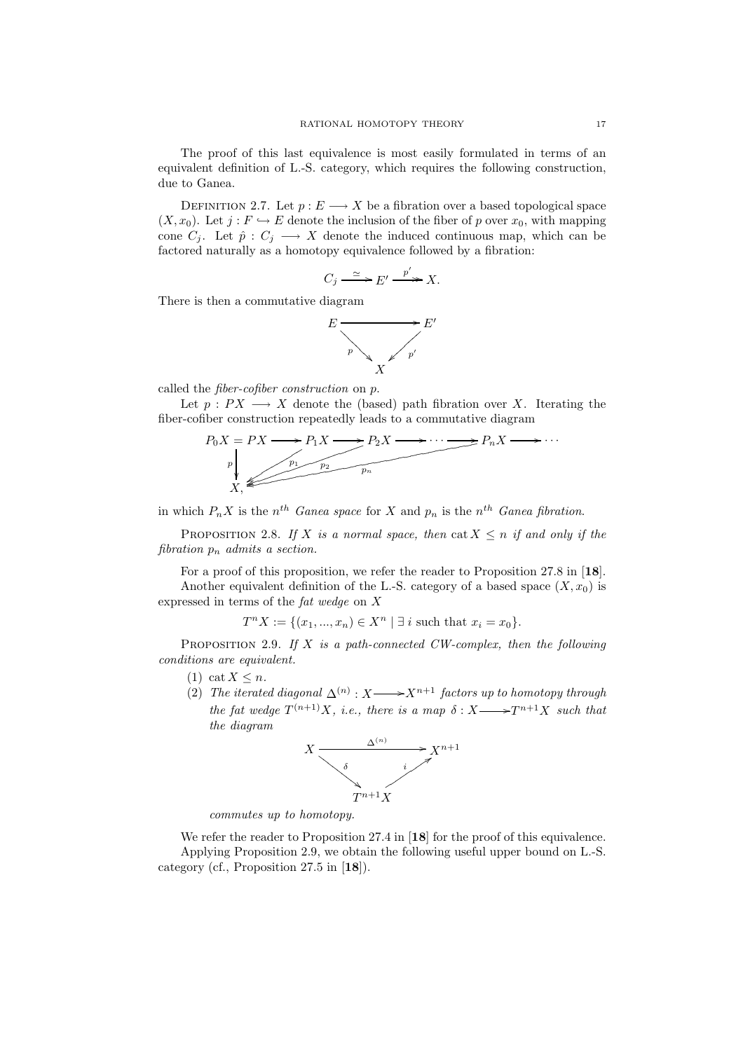The proof of this last equivalence is most easily formulated in terms of an equivalent definition of L.-S. category, which requires the following construction, due to Ganea.

Definition 2.7. Let $p : E \longrightarrow X$ be a fibration over a based topological space $(X, x_0)$. Let $j : F \hookrightarrow E$ denote the inclusion of the fiber of $p$ over $x_0$, with mapping cone $C_j$. Let $\hat{p} : C_j \longrightarrow X$ denote the induced continuous map, which can be factored naturally as a homotopy equivalence followed by a fibration:

$$C_j \xrightarrow{\simeq} E' \xrightarrow{p'} X.$$

There is then a commutative diagram

$$\begin{array}{ccc} E & \longrightarrow & E' \\ & {\scriptstyle p}\searrow \quad \swarrow{\scriptstyle p'} & \\ & X & \end{array}$$

called the *fiber-cofiber construction* on $p$.

Let $p : PX \longrightarrow X$ denote the (based) path fibration over $X$. Iterating the fiber-cofiber construction repeatedly leads to a commutative diagram

$$\begin{array}{l} P_0X = PX \longrightarrow P_1X \longrightarrow P_2X \longrightarrow \cdots \longrightarrow P_nX \longrightarrow \cdots \\ \quad p \downarrow \qquad p_1, \; p_2, \; \ldots, \; p_n \\ \quad X, \end{array}$$

in which $P_nX$ is the $n^{th}$ *Ganea space* for $X$ and $p_n$ is the $n^{th}$ *Ganea fibration*.

Proposition 2.8. *If $X$ is a normal space, then $\operatorname{cat} X \leq n$ if and only if the fibration $p_n$ admits a section.*

For a proof of this proposition, we refer the reader to Proposition 27.8 in [**18**].

Another equivalent definition of the L.-S. category of a based space $(X, x_0)$ is expressed in terms of the *fat wedge* on $X$

$$T^nX := \{(x_1, ..., x_n) \in X^n \mid \exists\, i \text{ such that } x_i = x_0\}.$$

Proposition 2.9. *If $X$ is a path-connected CW-complex, then the following conditions are equivalent.*

1. $\operatorname{cat} X \leq n$.
2. *The iterated diagonal $\Delta^{(n)} : X \longrightarrow X^{n+1}$ factors up to homotopy through the fat wedge $T^{(n+1)}X$, i.e., there is a map $\delta : X \longrightarrow T^{n+1}X$ such that the diagram*

$$\begin{array}{ccc} X & \xrightarrow{\Delta^{(n)}} & X^{n+1} \\ & {\scriptstyle \delta}\searrow \quad \nearrow{\scriptstyle i} & \\ & T^{n+1}X & \end{array}$$

*commutes up to homotopy.*

We refer the reader to Proposition 27.4 in [**18**] for the proof of this equivalence.

Applying Proposition 2.9, we obtain the following useful upper bound on L.-S. category (cf., Proposition 27.5 in [**18**]).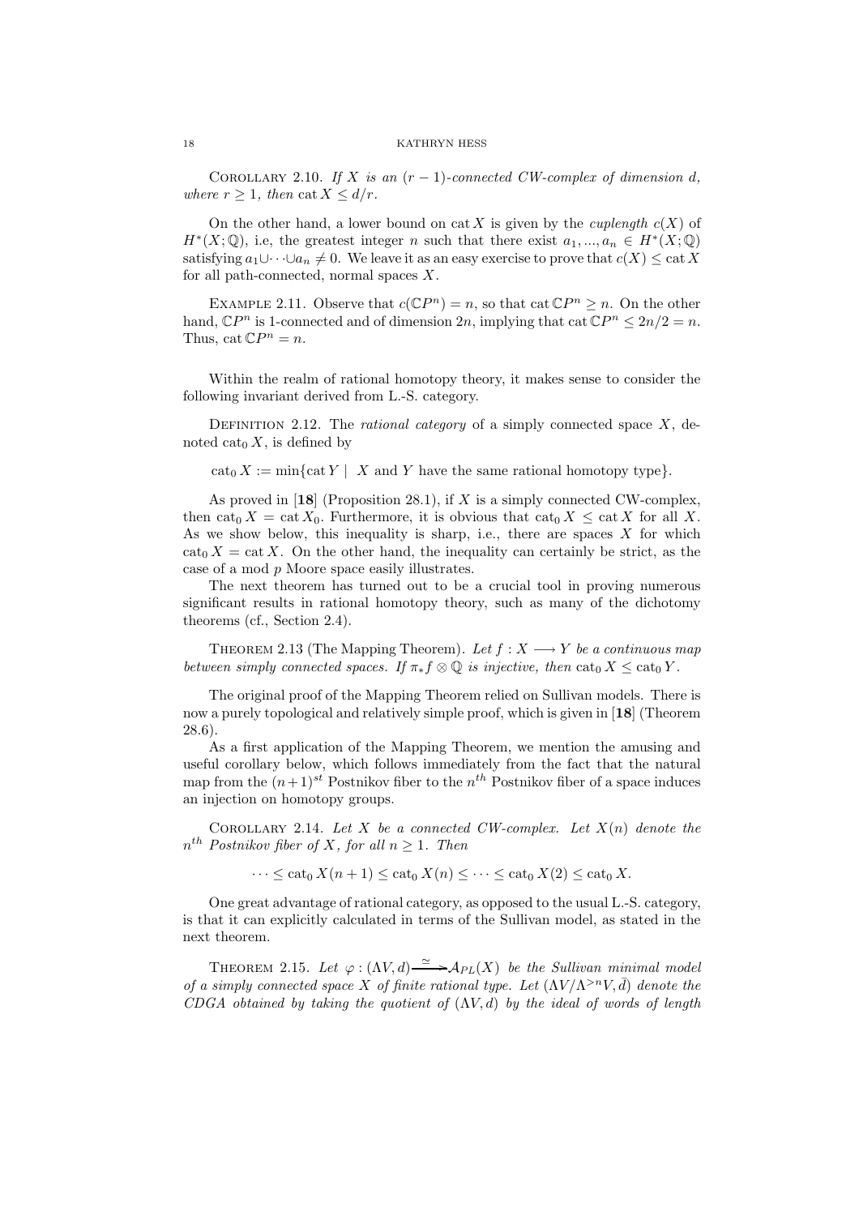Corollary 2.10. *If $X$ is an $(r-1)$-connected CW-complex of dimension $d$, where $r \geq 1$, then $\operatorname{cat} X \leq d/r$.*

On the other hand, a lower bound on $\operatorname{cat} X$ is given by the *cuplength* $c(X)$ of $H^*(X;\mathbb{Q})$, i.e, the greatest integer $n$ such that there exist $a_1, ..., a_n \in H^*(X;\mathbb{Q})$ satisfying $a_1 \cup \cdots \cup a_n \neq 0$. We leave it as an easy exercise to prove that $c(X) \leq \operatorname{cat} X$ for all path-connected, normal spaces $X$.

Example 2.11. Observe that $c(\mathbb{C}P^n) = n$, so that $\operatorname{cat} \mathbb{C}P^n \geq n$. On the other hand, $\mathbb{C}P^n$ is 1-connected and of dimension $2n$, implying that $\operatorname{cat} \mathbb{C}P^n \leq 2n/2 = n$. Thus, $\operatorname{cat} \mathbb{C}P^n = n$.

Within the realm of rational homotopy theory, it makes sense to consider the following invariant derived from L.-S. category.

Definition 2.12. The *rational category* of a simply connected space $X$, denoted $\operatorname{cat}_0 X$, is defined by

$$\operatorname{cat}_0 X := \min\{\operatorname{cat} Y \mid X \text{ and } Y \text{ have the same rational homotopy type}\}.$$

As proved in [**18**] (Proposition 28.1), if $X$ is a simply connected CW-complex, then $\operatorname{cat}_0 X = \operatorname{cat} X_0$. Furthermore, it is obvious that $\operatorname{cat}_0 X \leq \operatorname{cat} X$ for all $X$. As we show below, this inequality is sharp, i.e., there are spaces $X$ for which $\operatorname{cat}_0 X = \operatorname{cat} X$. On the other hand, the inequality can certainly be strict, as the case of a mod $p$ Moore space easily illustrates.

The next theorem has turned out to be a crucial tool in proving numerous significant results in rational homotopy theory, such as many of the dichotomy theorems (cf., Section 2.4).

Theorem 2.13 (The Mapping Theorem). *Let $f : X \longrightarrow Y$ be a continuous map between simply connected spaces. If $\pi_* f \otimes \mathbb{Q}$ is injective, then $\operatorname{cat}_0 X \leq \operatorname{cat}_0 Y$.*

The original proof of the Mapping Theorem relied on Sullivan models. There is now a purely topological and relatively simple proof, which is given in [**18**] (Theorem 28.6).

As a first application of the Mapping Theorem, we mention the amusing and useful corollary below, which follows immediately from the fact that the natural map from the $(n+1)^{st}$ Postnikov fiber to the $n^{th}$ Postnikov fiber of a space induces an injection on homotopy groups.

Corollary 2.14. *Let $X$ be a connected CW-complex. Let $X(n)$ denote the $n^{th}$ Postnikov fiber of $X$, for all $n \geq 1$. Then*

$$\cdots \leq \operatorname{cat}_0 X(n+1) \leq \operatorname{cat}_0 X(n) \leq \cdots \leq \operatorname{cat}_0 X(2) \leq \operatorname{cat}_0 X.$$

One great advantage of rational category, as opposed to the usual L.-S. category, is that it can explicitly calculated in terms of the Sullivan model, as stated in the next theorem.

Theorem 2.15. *Let $\varphi : (\Lambda V, d) \xrightarrow{\simeq} \mathcal{A}_{PL}(X)$ be the Sullivan minimal model of a simply connected space $X$ of finite rational type. Let $(\Lambda V/\Lambda^{>n}V, \bar{d})$ denote the CDGA obtained by taking the quotient of $(\Lambda V, d)$ by the ideal of words of length*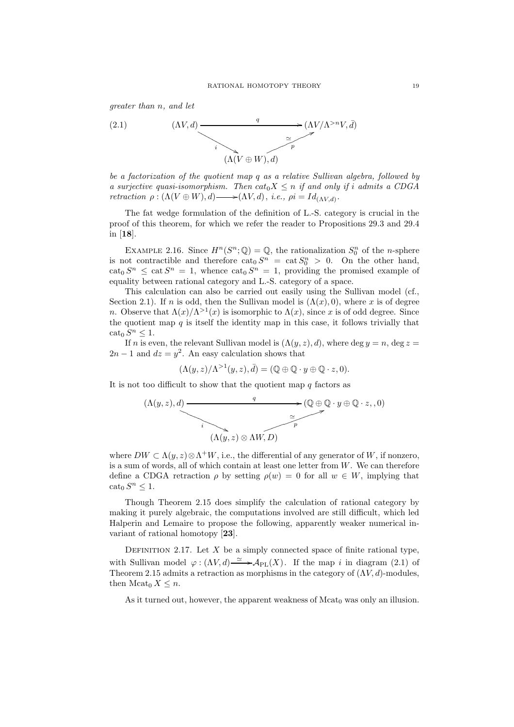*greater than $n$, and let*

$$
\begin{array}{c}
(\Lambda V, d) \xrightarrow{\quad\quad q \quad\quad} (\Lambda V/\Lambda^{>n}V, \bar{d}) \\
{\scriptstyle i}\searrow \qquad\qquad \nearrow{\scriptstyle p}\ {\scriptstyle \simeq} \\
(\Lambda(V \oplus W), d)
\end{array}
\tag{2.1}
$$

*be a factorization of the quotient map $q$ as a relative Sullivan algebra, followed by a surjective quasi-isomorphism. Then $cat_0 X \leq n$ if and only if $i$ admits a CDGA retraction $\rho : (\Lambda(V \oplus W), d) \longrightarrow (\Lambda V, d)$, i.e., $\rho i = Id_{(\Lambda V, d)}$.*

The fat wedge formulation of the definition of L.-S. category is crucial in the proof of this theorem, for which we refer the reader to Propositions 29.3 and 29.4 in [**18**].

Example 2.16. Since $H^n(S^n; \mathbb{Q}) = \mathbb{Q}$, the rationalization $S^n_0$ of the $n$-sphere is not contractible and therefore $\operatorname{cat}_0 S^n = \operatorname{cat} S^n_0 > 0$. On the other hand, $\operatorname{cat}_0 S^n \leq \operatorname{cat} S^n = 1$, whence $\operatorname{cat}_0 S^n = 1$, providing the promised example of equality between rational category and L.-S. category of a space.

This calculation can also be carried out easily using the Sullivan model (cf., Section 2.1). If $n$ is odd, then the Sullivan model is $(\Lambda(x), 0)$, where $x$ is of degree $n$. Observe that $\Lambda(x)/\Lambda^{>1}(x)$ is isomorphic to $\Lambda(x)$, since $x$ is of odd degree. Since the quotient map $q$ is itself the identity map in this case, it follows trivially that $\operatorname{cat}_0 S^n \leq 1$.

If $n$ is even, the relevant Sullivan model is $(\Lambda(y, z), d)$, where $\deg y = n$, $\deg z = 2n - 1$ and $dz = y^2$. An easy calculation shows that

$$(\Lambda(y, z)/\Lambda^{>1}(y, z), \bar{d}) = (\mathbb{Q} \oplus \mathbb{Q} \cdot y \oplus \mathbb{Q} \cdot z, 0).$$

It is not too difficult to show that the quotient map $q$ factors as

$$
\begin{array}{c}
(\Lambda(y, z), d) \xrightarrow{\quad\quad q \quad\quad} (\mathbb{Q} \oplus \mathbb{Q} \cdot y \oplus \mathbb{Q} \cdot z, , 0) \\
{\scriptstyle i}\searrow \qquad\qquad \nearrow{\scriptstyle p}\ {\scriptstyle \simeq} \\
(\Lambda(y, z) \otimes \Lambda W, D)
\end{array}
$$

where $DW \subset \Lambda(y, z) \otimes \Lambda^+ W$, i.e., the differential of any generator of $W$, if nonzero, is a sum of words, all of which contain at least one letter from $W$. We can therefore define a CDGA retraction $\rho$ by setting $\rho(w) = 0$ for all $w \in W$, implying that $\operatorname{cat}_0 S^n \leq 1$.

Though Theorem 2.15 does simplify the calculation of rational category by making it purely algebraic, the computations involved are still difficult, which led Halperin and Lemaire to propose the following, apparently weaker numerical invariant of rational homotopy [**23**].

Definition 2.17. Let $X$ be a simply connected space of finite rational type, with Sullivan model $\varphi : (\Lambda V, d) \xrightarrow{\simeq} \mathcal{A}_{\mathrm{PL}}(X)$. If the map $i$ in diagram (2.1) of Theorem 2.15 admits a retraction as morphisms in the category of $(\Lambda V, d)$-modules, then $\operatorname{Mcat}_0 X \leq n$.

As it turned out, however, the apparent weakness of $\operatorname{Mcat}_0$ was only an illusion.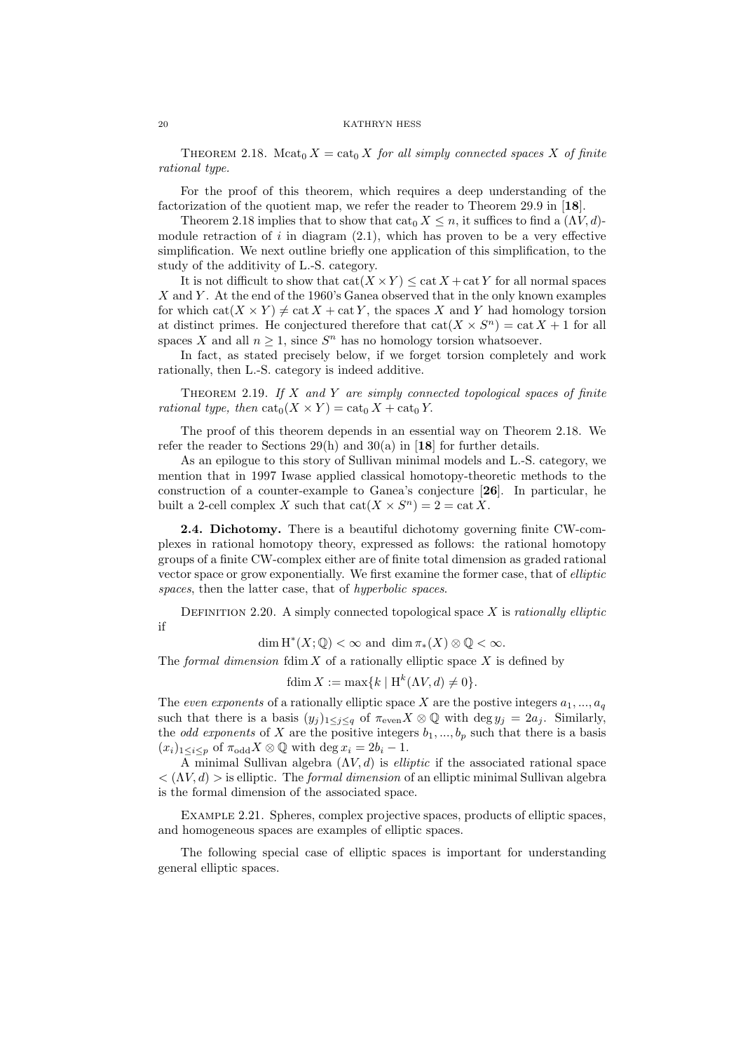THEOREM 2.18. $\mathrm{Mcat}_0 X = \mathrm{cat}_0 X$ *for all simply connected spaces $X$ of finite rational type.*

For the proof of this theorem, which requires a deep understanding of the factorization of the quotient map, we refer the reader to Theorem 29.9 in [**18**].

Theorem 2.18 implies that to show that $\mathrm{cat}_0 X \leq n$, it suffices to find a $(\Lambda V, d)$-module retraction of $i$ in diagram (2.1), which has proven to be a very effective simplification. We next outline briefly one application of this simplification, to the study of the additivity of L.-S. category.

It is not difficult to show that $\mathrm{cat}(X \times Y) \leq \mathrm{cat}\, X + \mathrm{cat}\, Y$ for all normal spaces $X$ and $Y$. At the end of the 1960's Ganea observed that in the only known examples for which $\mathrm{cat}(X \times Y) \neq \mathrm{cat}\, X + \mathrm{cat}\, Y$, the spaces $X$ and $Y$ had homology torsion at distinct primes. He conjectured therefore that $\mathrm{cat}(X \times S^n) = \mathrm{cat}\, X + 1$ for all spaces $X$ and all $n \geq 1$, since $S^n$ has no homology torsion whatsoever.

In fact, as stated precisely below, if we forget torsion completely and work rationally, then L.-S. category is indeed additive.

THEOREM 2.19. *If $X$ and $Y$ are simply connected topological spaces of finite rational type, then $\mathrm{cat}_0(X \times Y) = \mathrm{cat}_0 X + \mathrm{cat}_0 Y$.*

The proof of this theorem depends in an essential way on Theorem 2.18. We refer the reader to Sections 29(h) and 30(a) in [**18**] for further details.

As an epilogue to this story of Sullivan minimal models and L.-S. category, we mention that in 1997 Iwase applied classical homotopy-theoretic methods to the construction of a counter-example to Ganea's conjecture [**26**]. In particular, he built a 2-cell complex $X$ such that $\mathrm{cat}(X \times S^n) = 2 = \mathrm{cat}\, X$.

**2.4. Dichotomy.** There is a beautiful dichotomy governing finite CW-complexes in rational homotopy theory, expressed as follows: the rational homotopy groups of a finite CW-complex either are of finite total dimension as graded rational vector space or grow exponentially. We first examine the former case, that of *elliptic spaces*, then the latter case, that of *hyperbolic spaces*.

DEFINITION 2.20. A simply connected topological space $X$ is *rationally elliptic* if

$$\dim \mathrm{H}^*(X; \mathbb{Q}) < \infty \text{ and } \dim \pi_*(X) \otimes \mathbb{Q} < \infty.$$

The *formal dimension* $\mathrm{fdim}\, X$ of a rationally elliptic space $X$ is defined by

$$\mathrm{fdim}\, X := \max\{k \mid \mathrm{H}^k(\Lambda V, d) \neq 0\}.$$

The *even exponents* of a rationally elliptic space $X$ are the postive integers $a_1, ..., a_q$ such that there is a basis $(y_j)_{1 \leq j \leq q}$ of $\pi_{\mathrm{even}} X \otimes \mathbb{Q}$ with $\deg y_j = 2a_j$. Similarly, the *odd exponents* of $X$ are the positive integers $b_1, ..., b_p$ such that there is a basis $(x_i)_{1 \leq i \leq p}$ of $\pi_{\mathrm{odd}} X \otimes \mathbb{Q}$ with $\deg x_i = 2b_i - 1$.

A minimal Sullivan algebra $(\Lambda V, d)$ is *elliptic* if the associated rational space $< (\Lambda V, d) >$ is elliptic. The *formal dimension* of an elliptic minimal Sullivan algebra is the formal dimension of the associated space.

EXAMPLE 2.21. Spheres, complex projective spaces, products of elliptic spaces, and homogeneous spaces are examples of elliptic spaces.

The following special case of elliptic spaces is important for understanding general elliptic spaces.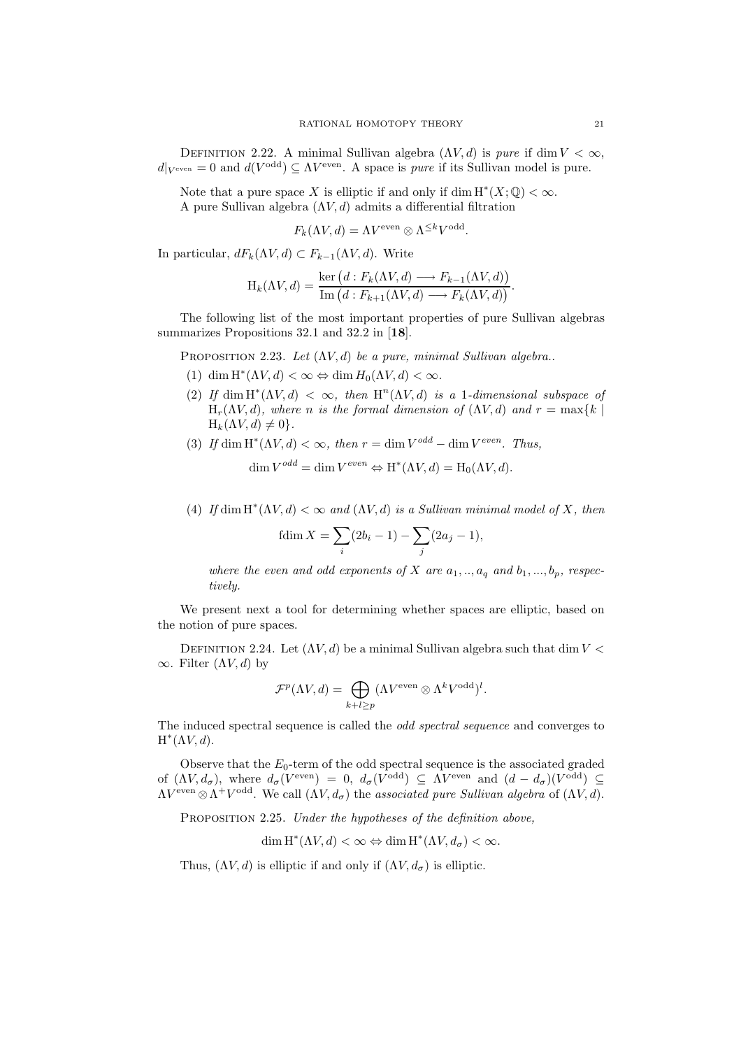Definition 2.22. A minimal Sullivan algebra $(\Lambda V, d)$ is *pure* if $\dim V < \infty$, $d|_{V^{\text{even}}} = 0$ and $d(V^{\text{odd}}) \subseteq \Lambda V^{\text{even}}$. A space is *pure* if its Sullivan model is pure.

Note that a pure space $X$ is elliptic if and only if $\dim \mathrm{H}^*(X; \mathbb{Q}) < \infty$.

A pure Sullivan algebra $(\Lambda V, d)$ admits a differential filtration

$$F_k(\Lambda V, d) = \Lambda V^{\text{even}} \otimes \Lambda^{\leq k} V^{\text{odd}}.$$

In particular, $dF_k(\Lambda V, d) \subset F_{k-1}(\Lambda V, d)$. Write

$$\mathrm{H}_k(\Lambda V, d) = \frac{\ker\big(d : F_k(\Lambda V, d) \longrightarrow F_{k-1}(\Lambda V, d)\big)}{\mathrm{Im}\big(d : F_{k+1}(\Lambda V, d) \longrightarrow F_k(\Lambda V, d)\big)}.$$

The following list of the most important properties of pure Sullivan algebras summarizes Propositions 32.1 and 32.2 in [**18**].

Proposition 2.23. *Let $(\Lambda V, d)$ be a pure, minimal Sullivan algebra..*

1. $\dim \mathrm{H}^*(\Lambda V, d) < \infty \Leftrightarrow \dim H_0(\Lambda V, d) < \infty$.
2. *If $\dim \mathrm{H}^*(\Lambda V, d) < \infty$, then $\mathrm{H}^n(\Lambda V, d)$ is a 1-dimensional subspace of $\mathrm{H}_r(\Lambda V, d)$, where $n$ is the formal dimension of $(\Lambda V, d)$ and $r = \max\{k \mid \mathrm{H}_k(\Lambda V, d) \neq 0\}$.*
3. *If $\dim \mathrm{H}^*(\Lambda V, d) < \infty$, then $r = \dim V^{odd} - \dim V^{even}$. Thus,*
$$\dim V^{odd} = \dim V^{even} \Leftrightarrow \mathrm{H}^*(\Lambda V, d) = \mathrm{H}_0(\Lambda V, d).$$
4. *If $\dim \mathrm{H}^*(\Lambda V, d) < \infty$ and $(\Lambda V, d)$ is a Sullivan minimal model of $X$, then*
$$\mathrm{fdim}\, X = \sum_i (2b_i - 1) - \sum_j (2a_j - 1),$$
*where the even and odd exponents of $X$ are $a_1, .., a_q$ and $b_1, ..., b_p$, respectively.*

We present next a tool for determining whether spaces are elliptic, based on the notion of pure spaces.

Definition 2.24. Let $(\Lambda V, d)$ be a minimal Sullivan algebra such that $\dim V < \infty$. Filter $(\Lambda V, d)$ by

$$\mathcal{F}^p(\Lambda V, d) = \bigoplus_{k+l \geq p} (\Lambda V^{\text{even}} \otimes \Lambda^k V^{\text{odd}})^l.$$

The induced spectral sequence is called the *odd spectral sequence* and converges to $\mathrm{H}^*(\Lambda V, d)$.

Observe that the $E_0$-term of the odd spectral sequence is the associated graded of $(\Lambda V, d_\sigma)$, where $d_\sigma(V^{\text{even}}) = 0$, $d_\sigma(V^{\text{odd}}) \subseteq \Lambda V^{\text{even}}$ and $(d - d_\sigma)(V^{\text{odd}}) \subseteq \Lambda V^{\text{even}} \otimes \Lambda^+ V^{\text{odd}}$. We call $(\Lambda V, d_\sigma)$ the *associated pure Sullivan algebra* of $(\Lambda V, d)$.

Proposition 2.25. *Under the hypotheses of the definition above,*

$$\dim \mathrm{H}^*(\Lambda V, d) < \infty \Leftrightarrow \dim \mathrm{H}^*(\Lambda V, d_\sigma) < \infty.$$

Thus, $(\Lambda V, d)$ is elliptic if and only if $(\Lambda V, d_\sigma)$ is elliptic.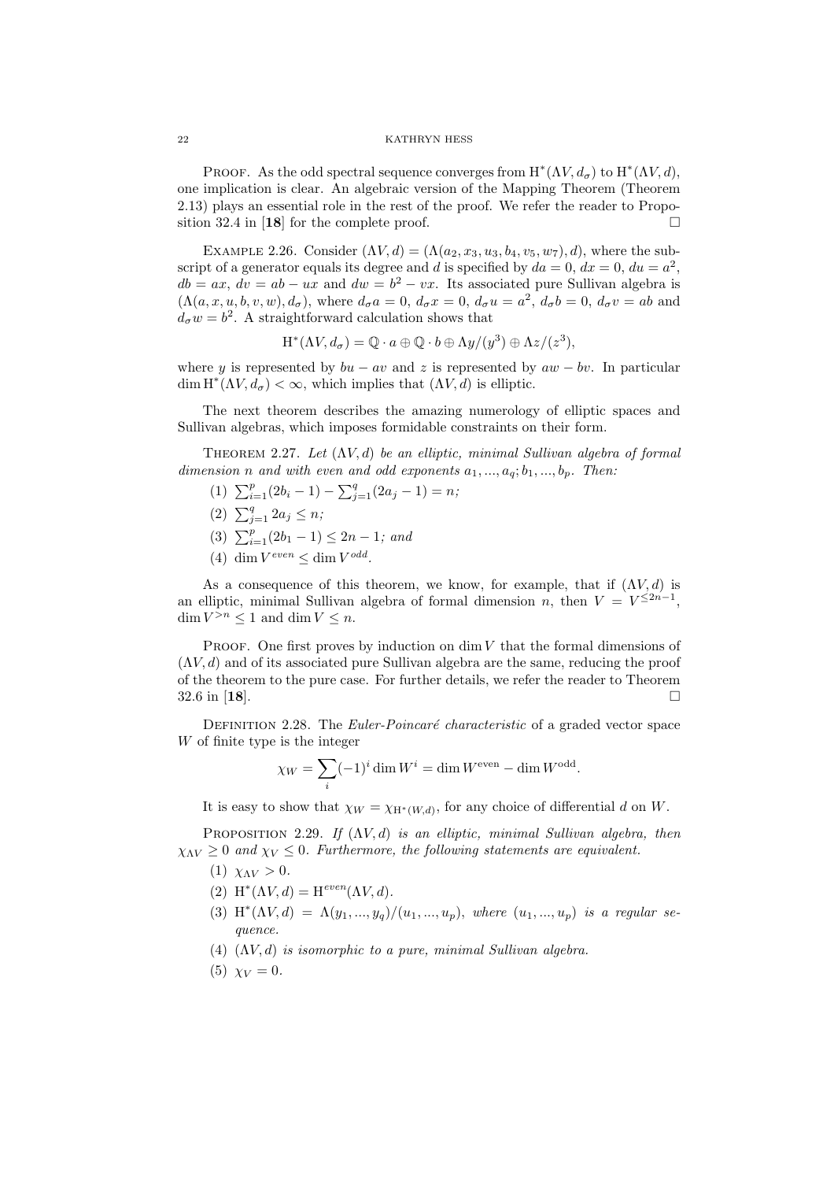PROOF. As the odd spectral sequence converges from $\mathrm{H}^*(\Lambda V, d_\sigma)$ to $\mathrm{H}^*(\Lambda V, d)$, one implication is clear. An algebraic version of the Mapping Theorem (Theorem 2.13) plays an essential role in the rest of the proof. We refer the reader to Proposition 32.4 in [**18**] for the complete proof. □

EXAMPLE 2.26. Consider $(\Lambda V, d) = (\Lambda(a_2, x_3, u_3, b_4, v_5, w_7), d)$, where the subscript of a generator equals its degree and $d$ is specified by $da = 0$, $dx = 0$, $du = a^2$, $db = ax$, $dv = ab - ux$ and $dw = b^2 - vx$. Its associated pure Sullivan algebra is $(\Lambda(a, x, u, b, v, w), d_\sigma)$, where $d_\sigma a = 0$, $d_\sigma x = 0$, $d_\sigma u = a^2$, $d_\sigma b = 0$, $d_\sigma v = ab$ and $d_\sigma w = b^2$. A straightforward calculation shows that

$$\mathrm{H}^*(\Lambda V, d_\sigma) = \mathbb{Q} \cdot a \oplus \mathbb{Q} \cdot b \oplus \Lambda y/(y^3) \oplus \Lambda z/(z^3),$$

where $y$ is represented by $bu - av$ and $z$ is represented by $aw - bv$. In particular $\dim \mathrm{H}^*(\Lambda V, d_\sigma) < \infty$, which implies that $(\Lambda V, d)$ is elliptic.

The next theorem describes the amazing numerology of elliptic spaces and Sullivan algebras, which imposes formidable constraints on their form.

THEOREM 2.27. *Let $(\Lambda V, d)$ be an elliptic, minimal Sullivan algebra of formal dimension $n$ and with even and odd exponents $a_1, ..., a_q; b_1, ..., b_p$. Then:*

1. $\sum_{i=1}^{p}(2b_i - 1) - \sum_{j=1}^{q}(2a_j - 1) = n$;
2. $\sum_{j=1}^{q} 2a_j \leq n$;
3. $\sum_{i=1}^{p}(2b_1 - 1) \leq 2n - 1$; *and*
4. $\dim V^{even} \leq \dim V^{odd}$.

As a consequence of this theorem, we know, for example, that if $(\Lambda V, d)$ is an elliptic, minimal Sullivan algebra of formal dimension $n$, then $V = V^{\leq 2n-1}$, $\dim V^{>n} \leq 1$ and $\dim V \leq n$.

PROOF. One first proves by induction on $\dim V$ that the formal dimensions of $(\Lambda V, d)$ and of its associated pure Sullivan algebra are the same, reducing the proof of the theorem to the pure case. For further details, we refer the reader to Theorem 32.6 in [**18**]. □

DEFINITION 2.28. The *Euler-Poincaré characteristic* of a graded vector space $W$ of finite type is the integer

$$\chi_W = \sum_i (-1)^i \dim W^i = \dim W^{\text{even}} - \dim W^{\text{odd}}.$$

It is easy to show that $\chi_W = \chi_{\mathrm{H}^*(W,d)}$, for any choice of differential $d$ on $W$.

PROPOSITION 2.29. *If $(\Lambda V, d)$ is an elliptic, minimal Sullivan algebra, then $\chi_{\Lambda V} \geq 0$ and $\chi_V \leq 0$. Furthermore, the following statements are equivalent.*

1. $\chi_{\Lambda V} > 0$.
2. $\mathrm{H}^*(\Lambda V, d) = \mathrm{H}^{even}(\Lambda V, d)$.
3. $\mathrm{H}^*(\Lambda V, d) = \Lambda(y_1, ..., y_q)/(u_1, ..., u_p)$, *where $(u_1, ..., u_p)$ is a regular sequence.*
4. *$(\Lambda V, d)$ is isomorphic to a pure, minimal Sullivan algebra.*
5. $\chi_V = 0$.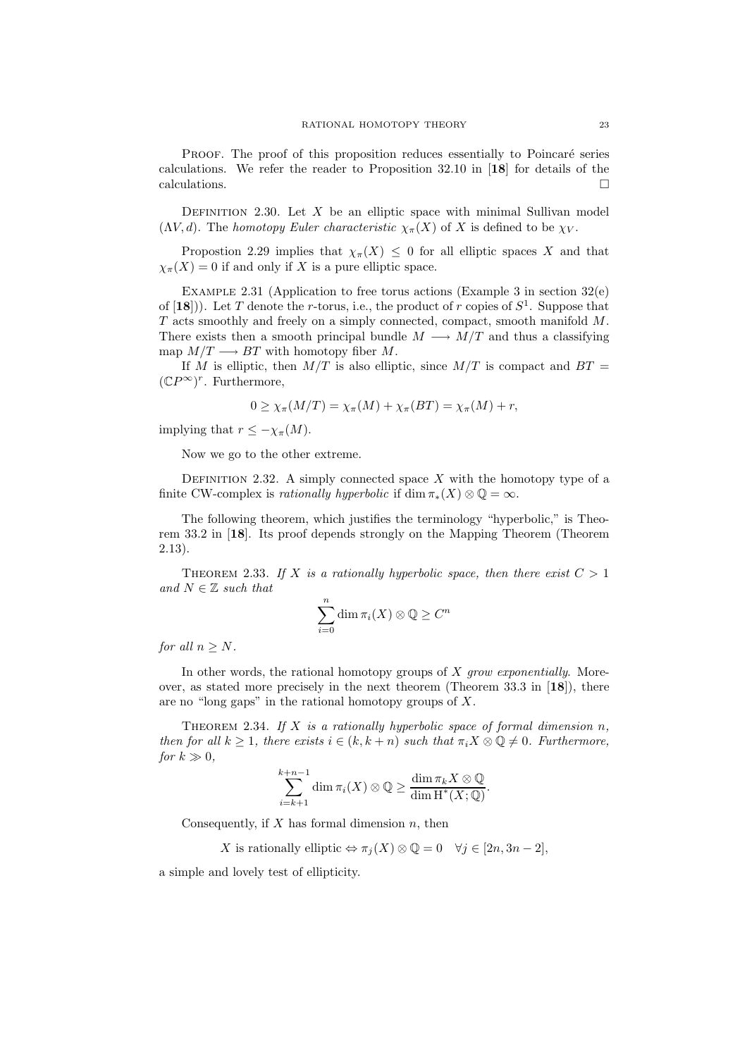Proof. The proof of this proposition reduces essentially to Poincaré series calculations. We refer the reader to Proposition 32.10 in [**18**] for details of the calculations. □

Definition 2.30. Let $X$ be an elliptic space with minimal Sullivan model $(\Lambda V, d)$. The *homotopy Euler characteristic* $\chi_\pi(X)$ of $X$ is defined to be $\chi_V$.

Propostion 2.29 implies that $\chi_\pi(X) \leq 0$ for all elliptic spaces $X$ and that $\chi_\pi(X) = 0$ if and only if $X$ is a pure elliptic space.

Example 2.31 (Application to free torus actions (Example 3 in section 32(e) of [**18**])). Let $T$ denote the $r$-torus, i.e., the product of $r$ copies of $S^1$. Suppose that $T$ acts smoothly and freely on a simply connected, compact, smooth manifold $M$. There exists then a smooth principal bundle $M \longrightarrow M/T$ and thus a classifying map $M/T \longrightarrow BT$ with homotopy fiber $M$.

If $M$ is elliptic, then $M/T$ is also elliptic, since $M/T$ is compact and $BT = (\mathbb{C}P^\infty)^r$. Furthermore,

$$0 \geq \chi_\pi(M/T) = \chi_\pi(M) + \chi_\pi(BT) = \chi_\pi(M) + r,$$

implying that $r \leq -\chi_\pi(M)$.

Now we go to the other extreme.

Definition 2.32. A simply connected space $X$ with the homotopy type of a finite CW-complex is *rationally hyperbolic* if $\dim \pi_*(X) \otimes \mathbb{Q} = \infty$.

The following theorem, which justifies the terminology "hyperbolic," is Theorem 33.2 in [**18**]. Its proof depends strongly on the Mapping Theorem (Theorem 2.13).

Theorem 2.33. *If $X$ is a rationally hyperbolic space, then there exist $C > 1$ and $N \in \mathbb{Z}$ such that*

$$\sum_{i=0}^{n} \dim \pi_i(X) \otimes \mathbb{Q} \geq C^n$$

*for all $n \geq N$.*

In other words, the rational homotopy groups of $X$ *grow exponentially*. Moreover, as stated more precisely in the next theorem (Theorem 33.3 in [**18**]), there are no "long gaps" in the rational homotopy groups of $X$.

Theorem 2.34. *If $X$ is a rationally hyperbolic space of formal dimension $n$, then for all $k \geq 1$, there exists $i \in (k, k+n)$ such that $\pi_i X \otimes \mathbb{Q} \neq 0$. Furthermore, for $k \gg 0$,*

$$\sum_{i=k+1}^{k+n-1} \dim \pi_i(X) \otimes \mathbb{Q} \geq \frac{\dim \pi_k X \otimes \mathbb{Q}}{\dim \mathrm{H}^*(X; \mathbb{Q})}.$$

Consequently, if $X$ has formal dimension $n$, then

$$X \text{ is rationally elliptic} \Leftrightarrow \pi_j(X) \otimes \mathbb{Q} = 0 \quad \forall j \in [2n, 3n-2],$$

a simple and lovely test of ellipticity.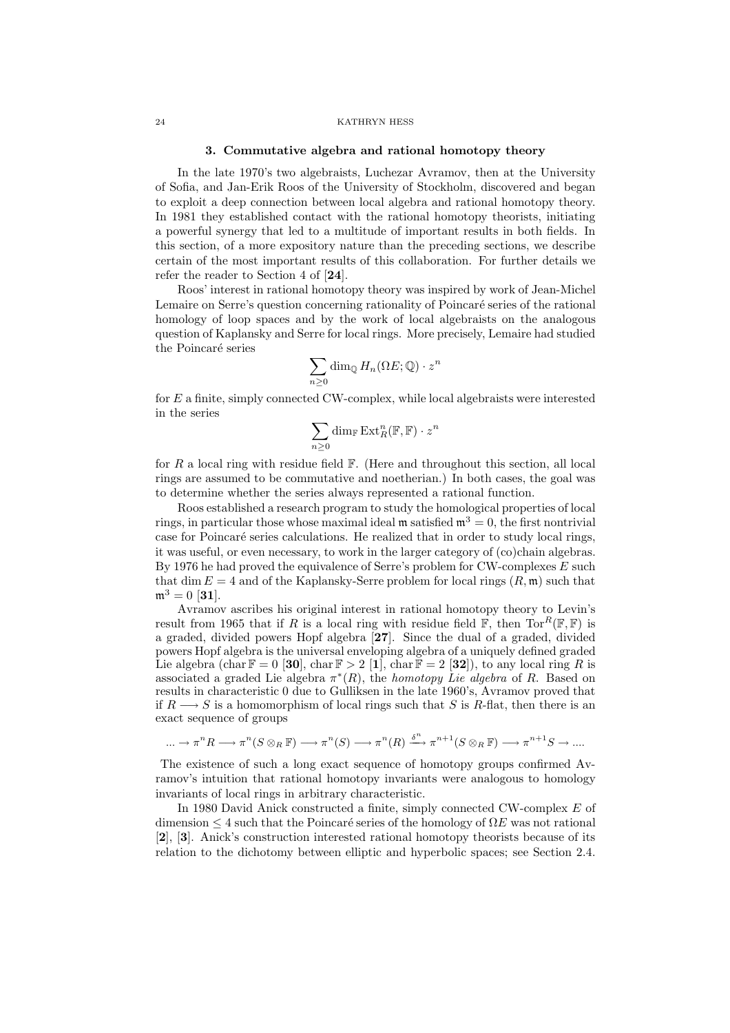## 3. Commutative algebra and rational homotopy theory

In the late 1970's two algebraists, Luchezar Avramov, then at the University of Sofia, and Jan-Erik Roos of the University of Stockholm, discovered and began to exploit a deep connection between local algebra and rational homotopy theory. In 1981 they established contact with the rational homotopy theorists, initiating a powerful synergy that led to a multitude of important results in both fields. In this section, of a more expository nature than the preceding sections, we describe certain of the most important results of this collaboration. For further details we refer the reader to Section 4 of [**24**].

Roos' interest in rational homotopy theory was inspired by work of Jean-Michel Lemaire on Serre's question concerning rationality of Poincaré series of the rational homology of loop spaces and by the work of local algebraists on the analogous question of Kaplansky and Serre for local rings. More precisely, Lemaire had studied the Poincaré series

$$\sum_{n\geq 0} \dim_{\mathbb{Q}} H_n(\Omega E;\mathbb{Q})\cdot z^n$$

for $E$ a finite, simply connected CW-complex, while local algebraists were interested in the series

$$\sum_{n\geq 0} \dim_{\mathbb{F}} \operatorname{Ext}^n_R(\mathbb{F},\mathbb{F})\cdot z^n$$

for $R$ a local ring with residue field $\mathbb{F}$. (Here and throughout this section, all local rings are assumed to be commutative and noetherian.) In both cases, the goal was to determine whether the series always represented a rational function.

Roos established a research program to study the homological properties of local rings, in particular those whose maximal ideal $\mathfrak{m}$ satisfied $\mathfrak{m}^3 = 0$, the first nontrivial case for Poincaré series calculations. He realized that in order to study local rings, it was useful, or even necessary, to work in the larger category of (co)chain algebras. By 1976 he had proved the equivalence of Serre's problem for CW-complexes $E$ such that $\dim E = 4$ and of the Kaplansky-Serre problem for local rings $(R,\mathfrak{m})$ such that $\mathfrak{m}^3 = 0$ [**31**].

Avramov ascribes his original interest in rational homotopy theory to Levin's result from 1965 that if $R$ is a local ring with residue field $\mathbb{F}$, then $\operatorname{Tor}^R(\mathbb{F},\mathbb{F})$ is a graded, divided powers Hopf algebra [**27**]. Since the dual of a graded, divided powers Hopf algebra is the universal enveloping algebra of a uniquely defined graded Lie algebra ($\operatorname{char}\mathbb{F} = 0$ [**30**], $\operatorname{char}\mathbb{F} > 2$ [**1**], $\operatorname{char}\mathbb{F} = 2$ [**32**]), to any local ring $R$ is associated a graded Lie algebra $\pi^*(R)$, the *homotopy Lie algebra* of $R$. Based on results in characteristic 0 due to Gulliksen in the late 1960's, Avramov proved that if $R \longrightarrow S$ is a homomorphism of local rings such that $S$ is $R$-flat, then there is an exact sequence of groups

$$... \to \pi^n R \longrightarrow \pi^n(S\otimes_R \mathbb{F}) \longrightarrow \pi^n(S) \longrightarrow \pi^n(R) \xrightarrow{\delta^n} \pi^{n+1}(S\otimes_R \mathbb{F}) \longrightarrow \pi^{n+1}S \to ....$$

The existence of such a long exact sequence of homotopy groups confirmed Avramov's intuition that rational homotopy invariants were analogous to homology invariants of local rings in arbitrary characteristic.

In 1980 David Anick constructed a finite, simply connected CW-complex $E$ of dimension $\leq 4$ such that the Poincaré series of the homology of $\Omega E$ was not rational [**2**], [**3**]. Anick's construction interested rational homotopy theorists because of its relation to the dichotomy between elliptic and hyperbolic spaces; see Section 2.4.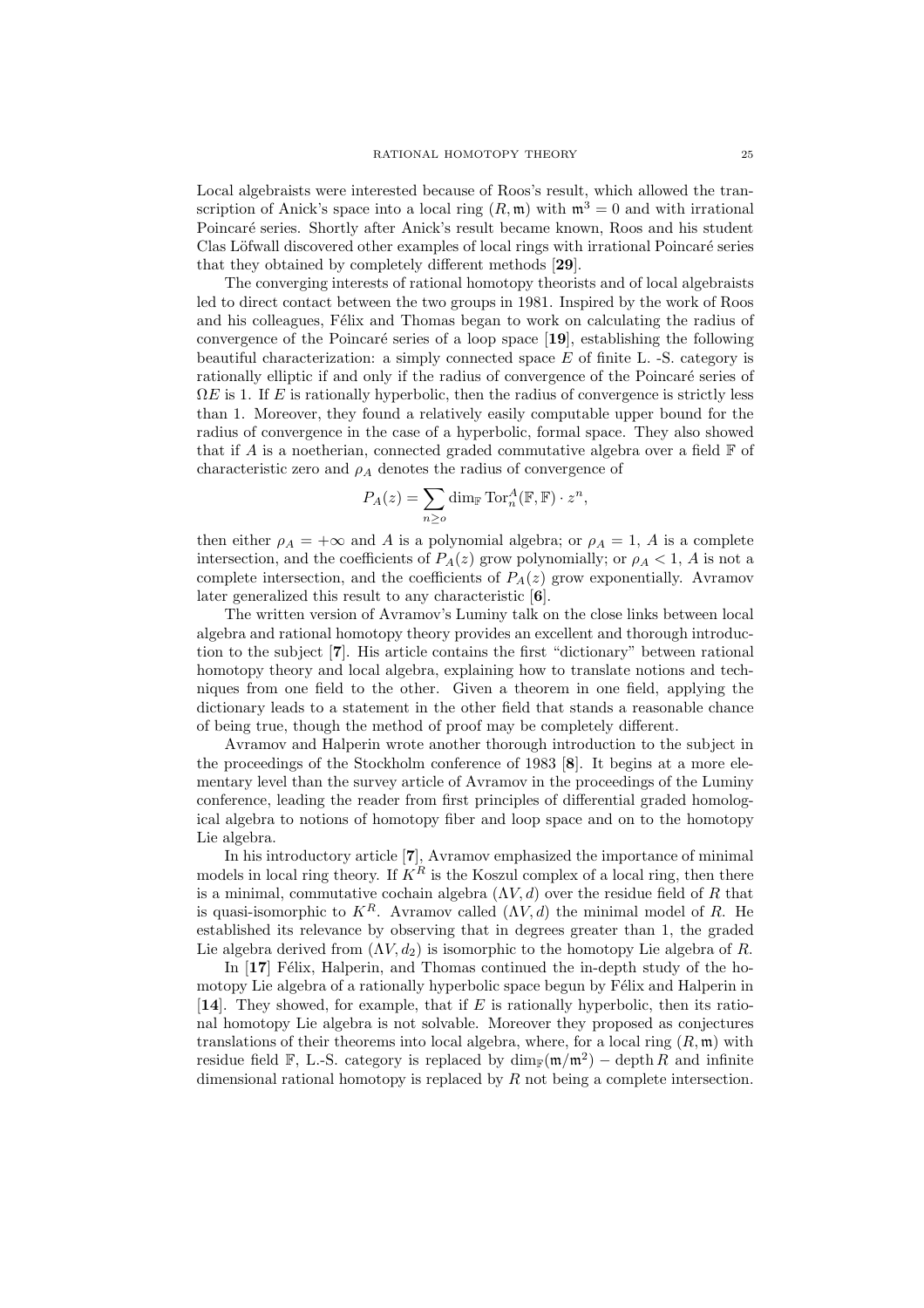Local algebraists were interested because of Roos's result, which allowed the transcription of Anick's space into a local ring $(R, \mathfrak{m})$ with $\mathfrak{m}^3 = 0$ and with irrational Poincaré series. Shortly after Anick's result became known, Roos and his student Clas Löfwall discovered other examples of local rings with irrational Poincaré series that they obtained by completely different methods [**29**].

The converging interests of rational homotopy theorists and of local algebraists led to direct contact between the two groups in 1981. Inspired by the work of Roos and his colleagues, Félix and Thomas began to work on calculating the radius of convergence of the Poincaré series of a loop space [**19**], establishing the following beautiful characterization: a simply connected space $E$ of finite L. -S. category is rationally elliptic if and only if the radius of convergence of the Poincaré series of $\Omega E$ is 1. If $E$ is rationally hyperbolic, then the radius of convergence is strictly less than 1. Moreover, they found a relatively easily computable upper bound for the radius of convergence in the case of a hyperbolic, formal space. They also showed that if $A$ is a noetherian, connected graded commutative algebra over a field $\mathbb{F}$ of characteristic zero and $\rho_A$ denotes the radius of convergence of

$$P_A(z) = \sum_{n \geq o} \dim_{\mathbb{F}} \operatorname{Tor}_n^A(\mathbb{F}, \mathbb{F}) \cdot z^n,$$

then either $\rho_A = +\infty$ and $A$ is a polynomial algebra; or $\rho_A = 1$, $A$ is a complete intersection, and the coefficients of $P_A(z)$ grow polynomially; or $\rho_A < 1$, $A$ is not a complete intersection, and the coefficients of $P_A(z)$ grow exponentially. Avramov later generalized this result to any characteristic [**6**].

The written version of Avramov's Luminy talk on the close links between local algebra and rational homotopy theory provides an excellent and thorough introduction to the subject [**7**]. His article contains the first "dictionary" between rational homotopy theory and local algebra, explaining how to translate notions and techniques from one field to the other. Given a theorem in one field, applying the dictionary leads to a statement in the other field that stands a reasonable chance of being true, though the method of proof may be completely different.

Avramov and Halperin wrote another thorough introduction to the subject in the proceedings of the Stockholm conference of 1983 [**8**]. It begins at a more elementary level than the survey article of Avramov in the proceedings of the Luminy conference, leading the reader from first principles of differential graded homological algebra to notions of homotopy fiber and loop space and on to the homotopy Lie algebra.

In his introductory article [**7**], Avramov emphasized the importance of minimal models in local ring theory. If $K^R$ is the Koszul complex of a local ring, then there is a minimal, commutative cochain algebra $(\Lambda V, d)$ over the residue field of $R$ that is quasi-isomorphic to $K^R$. Avramov called $(\Lambda V, d)$ the minimal model of $R$. He established its relevance by observing that in degrees greater than 1, the graded Lie algebra derived from $(\Lambda V, d_2)$ is isomorphic to the homotopy Lie algebra of $R$.

In [**17**] Félix, Halperin, and Thomas continued the in-depth study of the homotopy Lie algebra of a rationally hyperbolic space begun by Félix and Halperin in [**14**]. They showed, for example, that if $E$ is rationally hyperbolic, then its rational homotopy Lie algebra is not solvable. Moreover they proposed as conjectures translations of their theorems into local algebra, where, for a local ring $(R, \mathfrak{m})$ with residue field $\mathbb{F}$, L.-S. category is replaced by $\dim_{\mathbb{F}}(\mathfrak{m}/\mathfrak{m}^2) - \operatorname{depth} R$ and infinite dimensional rational homotopy is replaced by $R$ not being a complete intersection.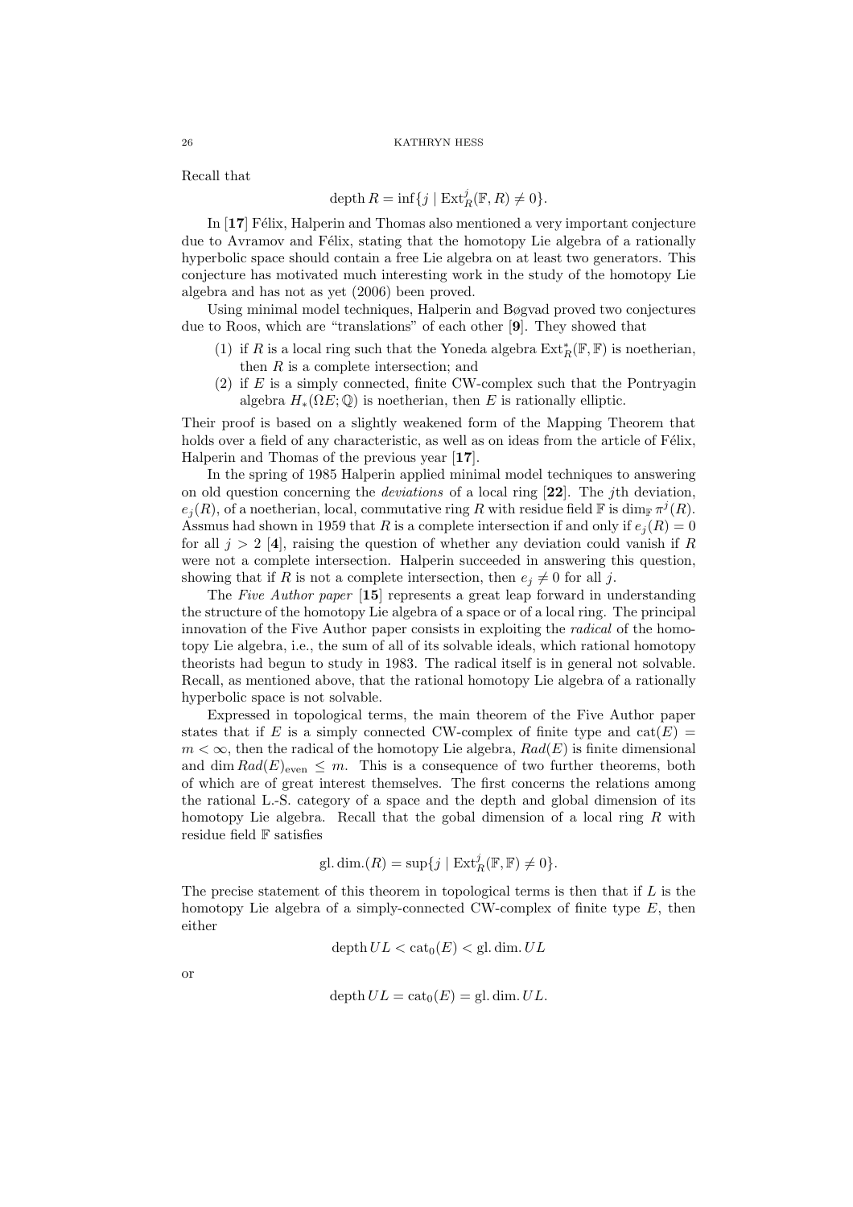Recall that

$$\operatorname{depth} R = \inf\{j \mid \operatorname{Ext}^j_R(\mathbb{F}, R) \neq 0\}.$$

In [**17**] Félix, Halperin and Thomas also mentioned a very important conjecture due to Avramov and Félix, stating that the homotopy Lie algebra of a rationally hyperbolic space should contain a free Lie algebra on at least two generators. This conjecture has motivated much interesting work in the study of the homotopy Lie algebra and has not as yet (2006) been proved.

Using minimal model techniques, Halperin and Bøgvad proved two conjectures due to Roos, which are "translations" of each other [**9**]. They showed that

1. if $R$ is a local ring such that the Yoneda algebra $\operatorname{Ext}^*_R(\mathbb{F}, \mathbb{F})$ is noetherian, then $R$ is a complete intersection; and
2. if $E$ is a simply connected, finite CW-complex such that the Pontryagin algebra $H_*(\Omega E; \mathbb{Q})$ is noetherian, then $E$ is rationally elliptic.

Their proof is based on a slightly weakened form of the Mapping Theorem that holds over a field of any characteristic, as well as on ideas from the article of Félix, Halperin and Thomas of the previous year [**17**].

In the spring of 1985 Halperin applied minimal model techniques to answering on old question concerning the *deviations* of a local ring [**22**]. The $j$th deviation, $e_j(R)$, of a noetherian, local, commutative ring $R$ with residue field $\mathbb{F}$ is $\dim_{\mathbb{F}} \pi^j(R)$. Assmus had shown in 1959 that $R$ is a complete intersection if and only if $e_j(R) = 0$ for all $j > 2$ [**4**], raising the question of whether any deviation could vanish if $R$ were not a complete intersection. Halperin succeeded in answering this question, showing that if $R$ is not a complete intersection, then $e_j \neq 0$ for all $j$.

The *Five Author paper* [**15**] represents a great leap forward in understanding the structure of the homotopy Lie algebra of a space or of a local ring. The principal innovation of the Five Author paper consists in exploiting the *radical* of the homotopy Lie algebra, i.e., the sum of all of its solvable ideals, which rational homotopy theorists had begun to study in 1983. The radical itself is in general not solvable. Recall, as mentioned above, that the rational homotopy Lie algebra of a rationally hyperbolic space is not solvable.

Expressed in topological terms, the main theorem of the Five Author paper states that if $E$ is a simply connected CW-complex of finite type and $\operatorname{cat}(E) = m < \infty$, then the radical of the homotopy Lie algebra, $Rad(E)$ is finite dimensional and $\dim Rad(E)_{\text{even}} \leq m$. This is a consequence of two further theorems, both of which are of great interest themselves. The first concerns the relations among the rational L.-S. category of a space and the depth and global dimension of its homotopy Lie algebra. Recall that the gobal dimension of a local ring $R$ with residue field $\mathbb{F}$ satisfies

$$\text{gl.}\dim.(R) = \sup\{j \mid \operatorname{Ext}^j_R(\mathbb{F}, \mathbb{F}) \neq 0\}.$$

The precise statement of this theorem in topological terms is then that if $L$ is the homotopy Lie algebra of a simply-connected CW-complex of finite type $E$, then either

$$\operatorname{depth} UL < \operatorname{cat}_0(E) < \text{gl.}\dim.\, UL$$

or

$$\operatorname{depth} UL = \operatorname{cat}_0(E) = \text{gl.}\dim.\, UL.$$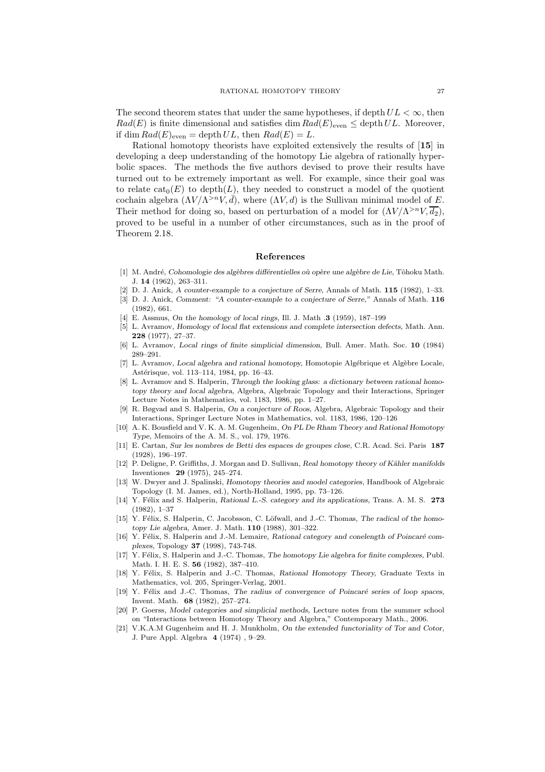The second theorem states that under the same hypotheses, if $\operatorname{depth} UL < \infty$, then $Rad(E)$ is finite dimensional and satisfies $\dim Rad(E)_{\text{even}} \leq \operatorname{depth} UL$. Moreover, if $\dim Rad(E)_{\text{even}} = \operatorname{depth} UL$, then $Rad(E) = L$.

Rational homotopy theorists have exploited extensively the results of [**15**] in developing a deep understanding of the homotopy Lie algebra of rationally hyperbolic spaces. The methods the five authors devised to prove their results have turned out to be extremely important as well. For example, since their goal was to relate $\operatorname{cat}_0(E)$ to $\operatorname{depth}(L)$, they needed to construct a model of the quotient cochain algebra $(\Lambda V/\Lambda^{>n}V, \bar{d})$, where $(\Lambda V, d)$ is the Sullivan minimal model of $E$. Their method for doing so, based on perturbation of a model for $(\Lambda V/\Lambda^{>n}V, \overline{d_2})$, proved to be useful in a number of other circumstances, such as in the proof of Theorem 2.18.

## References

[1] M. André, *Cohomologie des algèbres différentielles où opère une algèbre de Lie,* Tôhoku Math. J. **14** (1962), 263–311.

[2] D. J. Anick, *A counter-example to a conjecture of Serre,* Annals of Math. **115** (1982), 1–33.

[3] D. J. Anick, *Comment: "A counter-example to a conjecture of Serre,"* Annals of Math. **116** (1982), 661.

[4] E. Assmus, *On the homology of local rings,* Ill. J. Math .**3** (1959), 187–199

[5] L. Avramov, *Homology of local flat extensions and complete intersection defects,* Math. Ann. **228** (1977), 27–37.

[6] L. Avramov, *Local rings of finite simplicial dimension,* Bull. Amer. Math. Soc. **10** (1984) 289–291.

[7] L. Avramov, *Local algebra and rational homotopy,* Homotopie Algébrique et Algèbre Locale, Astérisque, vol. 113–114, 1984, pp. 16–43.

[8] L. Avramov and S. Halperin, *Through the looking glass: a dictionary between rational homotopy theory and local algebra,* Algebra, Algebraic Topology and their Interactions, Springer Lecture Notes in Mathematics, vol. 1183, 1986, pp. 1–27.

[9] R. Bøgvad and S. Halperin, *On a conjecture of Roos,* Algebra, Algebraic Topology and their Interactions, Springer Lecture Notes in Mathematics, vol. 1183, 1986, 120–126

[10] A. K. Bousfield and V. K. A. M. Gugenheim, *On PL De Rham Theory and Rational Homotopy Type,* Memoirs of the A. M. S., vol. 179, 1976.

[11] E. Cartan, *Sur les nombres de Betti des espaces de groupes close,* C.R. Acad. Sci. Paris **187** (1928), 196–197.

[12] P. Deligne, P. Griffiths, J. Morgan and D. Sullivan, *Real homotopy theory of Kähler manifolds* Inventiones **29** (1975), 245–274.

[13] W. Dwyer and J. Spalinski, *Homotopy theories and model categories,* Handbook of Algebraic Topology (I. M. James, ed.), North-Holland, 1995, pp. 73–126.

[14] Y. Félix and S. Halperin, *Rational L.-S. category and its applications,* Trans. A. M. S. **273** (1982), 1–37

[15] Y. Félix, S. Halperin, C. Jacobsson, C. Löfwall, and J.-C. Thomas, *The radical of the homotopy Lie algebra,* Amer. J. Math. **110** (1988), 301–322.

[16] Y. Félix, S. Halperin and J.-M. Lemaire, *Rational category and conelength of Poincaré complexes,* Topology **37** (1998), 743-748.

[17] Y. Félix, S. Halperin and J.-C. Thomas, *The homotopy Lie algebra for finite complexes,* Publ. Math. I. H. E. S. **56** (1982), 387–410.

[18] Y. Félix, S. Halperin and J.-C. Thomas, *Rational Homotopy Theory,* Graduate Texts in Mathematics, vol. 205, Springer-Verlag, 2001.

[19] Y. Félix and J.-C. Thomas, *The radius of convergence of Poincaré series of loop spaces,* Invent. Math. **68** (1982), 257–274.

[20] P. Goerss, *Model categories and simplicial methods,* Lecture notes from the summer school on "Interactions between Homotopy Theory and Algebra," Contemporary Math., 2006.

[21] V.K.A.M Gugenheim and H. J. Munkholm, *On the extended functoriality of Tor and Cotor,* J. Pure Appl. Algebra **4** (1974) , 9–29.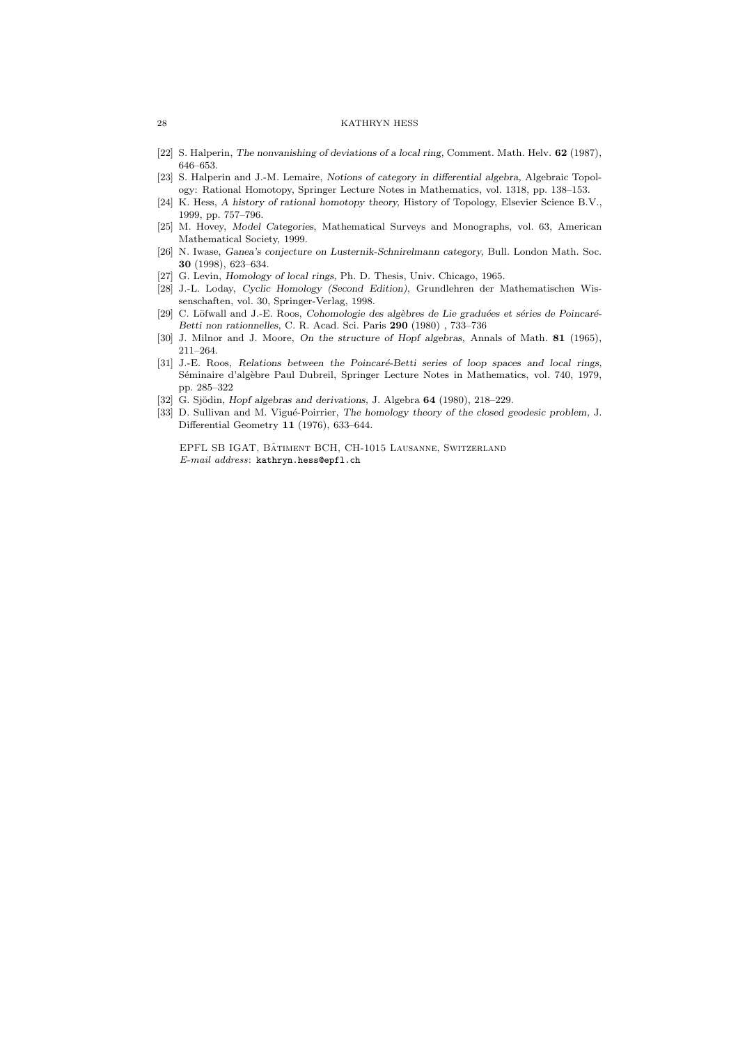[22] S. Halperin, *The nonvanishing of deviations of a local ring*, Comment. Math. Helv. **62** (1987), 646–653.

[23] S. Halperin and J.-M. Lemaire, *Notions of category in differential algebra*, Algebraic Topology: Rational Homotopy, Springer Lecture Notes in Mathematics, vol. 1318, pp. 138–153.

[24] K. Hess, *A history of rational homotopy theory*, History of Topology, Elsevier Science B.V., 1999, pp. 757–796.

[25] M. Hovey, *Model Categories*, Mathematical Surveys and Monographs, vol. 63, American Mathematical Society, 1999.

[26] N. Iwase, *Ganea's conjecture on Lusternik-Schnirelmann category*, Bull. London Math. Soc. **30** (1998), 623–634.

[27] G. Levin, *Homology of local rings*, Ph. D. Thesis, Univ. Chicago, 1965.

[28] J.-L. Loday, *Cyclic Homology (Second Edition)*, Grundlehren der Mathematischen Wissenschaften, vol. 30, Springer-Verlag, 1998.

[29] C. Löfwall and J.-E. Roos, *Cohomologie des algèbres de Lie graduées et séries de Poincaré-Betti non rationnelles*, C. R. Acad. Sci. Paris **290** (1980) , 733–736

[30] J. Milnor and J. Moore, *On the structure of Hopf algebras*, Annals of Math. **81** (1965), 211–264.

[31] J.-E. Roos, *Relations between the Poincaré-Betti series of loop spaces and local rings,* Séminaire d'algèbre Paul Dubreil, Springer Lecture Notes in Mathematics, vol. 740, 1979, pp. 285–322

[32] G. Sjödin, *Hopf algebras and derivations*, J. Algebra **64** (1980), 218–229.

[33] D. Sullivan and M. Vigué-Poirrier, *The homology theory of the closed geodesic problem*, J. Differential Geometry **11** (1976), 633–644.

EPFL SB IGAT, Bâtiment BCH, CH-1015 Lausanne, Switzerland
*E-mail address*: kathryn.hess@epfl.ch